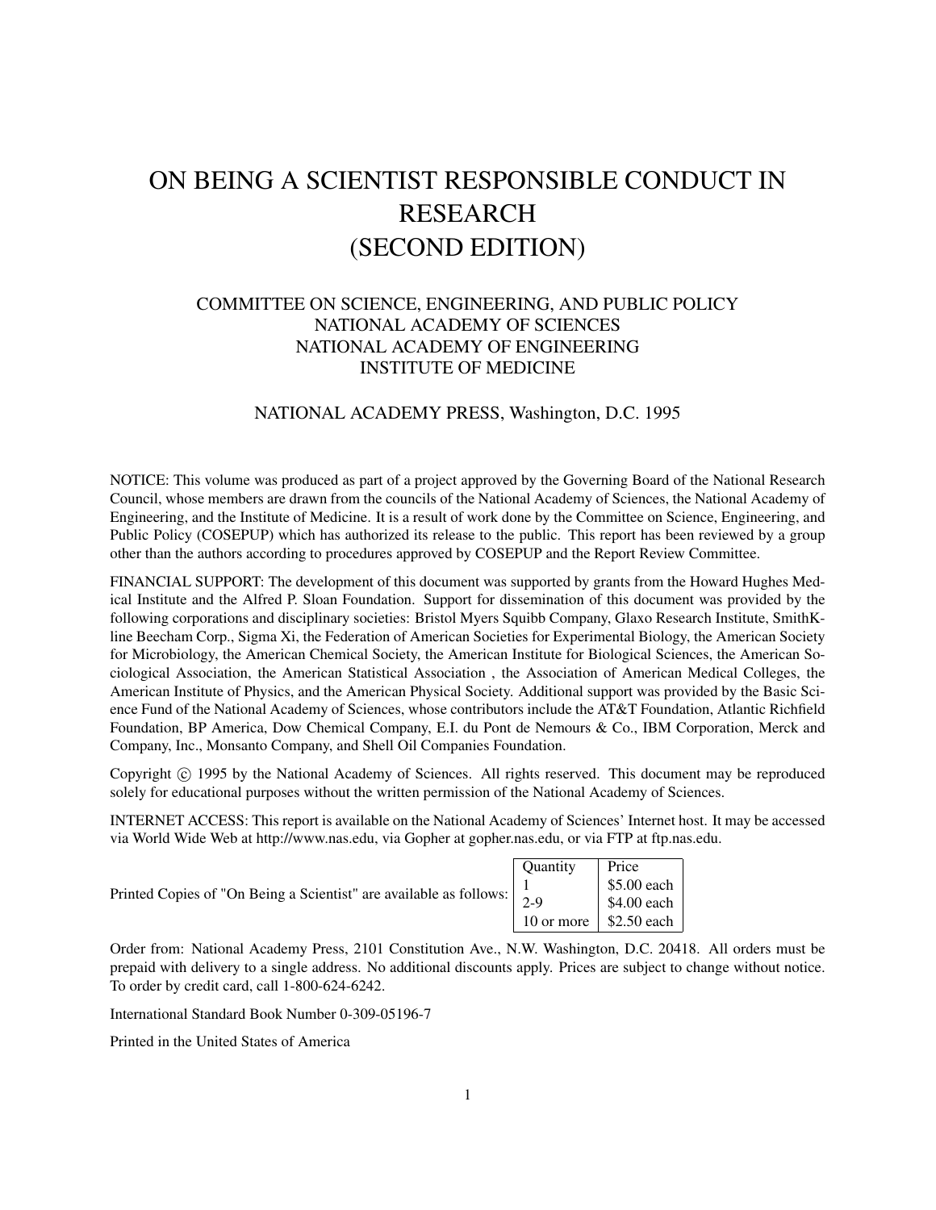# ON BEING A SCIENTIST RESPONSIBLE CONDUCT IN RESEARCH (SECOND EDITION)

COMMITTEE ON SCIENCE, ENGINEERING, AND PUBLIC POLICY
NATIONAL ACADEMY OF SCIENCES
NATIONAL ACADEMY OF ENGINEERING
INSTITUTE OF MEDICINE

NATIONAL ACADEMY PRESS, Washington, D.C. 1995

NOTICE: This volume was produced as part of a project approved by the Governing Board of the National Research Council, whose members are drawn from the councils of the National Academy of Sciences, the National Academy of Engineering, and the Institute of Medicine. It is a result of work done by the Committee on Science, Engineering, and Public Policy (COSEPUP) which has authorized its release to the public. This report has been reviewed by a group other than the authors according to procedures approved by COSEPUP and the Report Review Committee.

FINANCIAL SUPPORT: The development of this document was supported by grants from the Howard Hughes Medical Institute and the Alfred P. Sloan Foundation. Support for dissemination of this document was provided by the following corporations and disciplinary societies: Bristol Myers Squibb Company, Glaxo Research Institute, SmithKline Beecham Corp., Sigma Xi, the Federation of American Societies for Experimental Biology, the American Society for Microbiology, the American Chemical Society, the American Institute for Biological Sciences, the American Sociological Association, the American Statistical Association , the Association of American Medical Colleges, the American Institute of Physics, and the American Physical Society. Additional support was provided by the Basic Science Fund of the National Academy of Sciences, whose contributors include the AT&T Foundation, Atlantic Richfield Foundation, BP America, Dow Chemical Company, E.I. du Pont de Nemours & Co., IBM Corporation, Merck and Company, Inc., Monsanto Company, and Shell Oil Companies Foundation.

Copyright © 1995 by the National Academy of Sciences. All rights reserved. This document may be reproduced solely for educational purposes without the written permission of the National Academy of Sciences.

INTERNET ACCESS: This report is available on the National Academy of Sciences' Internet host. It may be accessed via World Wide Web at http://www.nas.edu, via Gopher at gopher.nas.edu, or via FTP at ftp.nas.edu.

Printed Copies of "On Being a Scientist" are available as follows:

| Quantity | Price |
|---|---|
| 1 | $5.00 each |
| 2-9 | $4.00 each |
| 10 or more | $2.50 each |

Order from: National Academy Press, 2101 Constitution Ave., N.W. Washington, D.C. 20418. All orders must be prepaid with delivery to a single address. No additional discounts apply. Prices are subject to change without notice. To order by credit card, call 1-800-624-6242.

International Standard Book Number 0-309-05196-7

Printed in the United States of America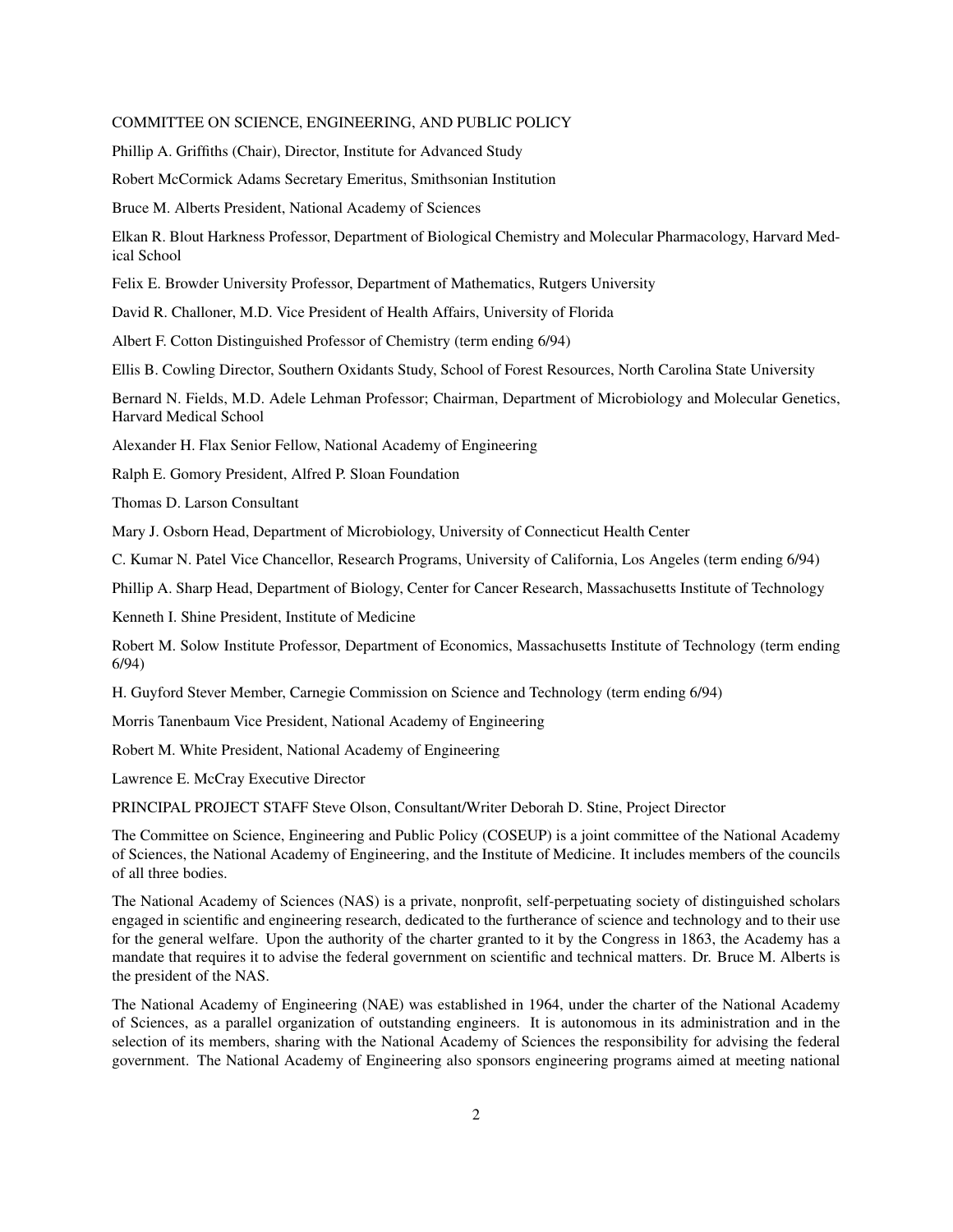COMMITTEE ON SCIENCE, ENGINEERING, AND PUBLIC POLICY

Phillip A. Griffiths (Chair), Director, Institute for Advanced Study

Robert McCormick Adams Secretary Emeritus, Smithsonian Institution

Bruce M. Alberts President, National Academy of Sciences

Elkan R. Blout Harkness Professor, Department of Biological Chemistry and Molecular Pharmacology, Harvard Medical School

Felix E. Browder University Professor, Department of Mathematics, Rutgers University

David R. Challoner, M.D. Vice President of Health Affairs, University of Florida

Albert F. Cotton Distinguished Professor of Chemistry (term ending 6/94)

Ellis B. Cowling Director, Southern Oxidants Study, School of Forest Resources, North Carolina State University

Bernard N. Fields, M.D. Adele Lehman Professor; Chairman, Department of Microbiology and Molecular Genetics, Harvard Medical School

Alexander H. Flax Senior Fellow, National Academy of Engineering

Ralph E. Gomory President, Alfred P. Sloan Foundation

Thomas D. Larson Consultant

Mary J. Osborn Head, Department of Microbiology, University of Connecticut Health Center

C. Kumar N. Patel Vice Chancellor, Research Programs, University of California, Los Angeles (term ending 6/94)

Phillip A. Sharp Head, Department of Biology, Center for Cancer Research, Massachusetts Institute of Technology

Kenneth I. Shine President, Institute of Medicine

Robert M. Solow Institute Professor, Department of Economics, Massachusetts Institute of Technology (term ending 6/94)

H. Guyford Stever Member, Carnegie Commission on Science and Technology (term ending 6/94)

Morris Tanenbaum Vice President, National Academy of Engineering

Robert M. White President, National Academy of Engineering

Lawrence E. McCray Executive Director

PRINCIPAL PROJECT STAFF Steve Olson, Consultant/Writer Deborah D. Stine, Project Director

The Committee on Science, Engineering and Public Policy (COSEUP) is a joint committee of the National Academy of Sciences, the National Academy of Engineering, and the Institute of Medicine. It includes members of the councils of all three bodies.

The National Academy of Sciences (NAS) is a private, nonprofit, self-perpetuating society of distinguished scholars engaged in scientific and engineering research, dedicated to the furtherance of science and technology and to their use for the general welfare. Upon the authority of the charter granted to it by the Congress in 1863, the Academy has a mandate that requires it to advise the federal government on scientific and technical matters. Dr. Bruce M. Alberts is the president of the NAS.

The National Academy of Engineering (NAE) was established in 1964, under the charter of the National Academy of Sciences, as a parallel organization of outstanding engineers. It is autonomous in its administration and in the selection of its members, sharing with the National Academy of Sciences the responsibility for advising the federal government. The National Academy of Engineering also sponsors engineering programs aimed at meeting national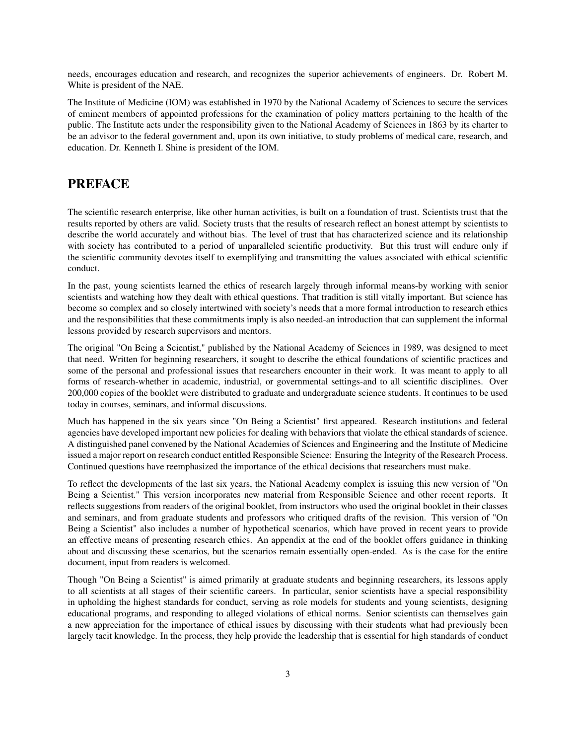needs, encourages education and research, and recognizes the superior achievements of engineers. Dr. Robert M. White is president of the NAE.

The Institute of Medicine (IOM) was established in 1970 by the National Academy of Sciences to secure the services of eminent members of appointed professions for the examination of policy matters pertaining to the health of the public. The Institute acts under the responsibility given to the National Academy of Sciences in 1863 by its charter to be an advisor to the federal government and, upon its own initiative, to study problems of medical care, research, and education. Dr. Kenneth I. Shine is president of the IOM.

## PREFACE

The scientific research enterprise, like other human activities, is built on a foundation of trust. Scientists trust that the results reported by others are valid. Society trusts that the results of research reflect an honest attempt by scientists to describe the world accurately and without bias. The level of trust that has characterized science and its relationship with society has contributed to a period of unparalleled scientific productivity. But this trust will endure only if the scientific community devotes itself to exemplifying and transmitting the values associated with ethical scientific conduct.

In the past, young scientists learned the ethics of research largely through informal means-by working with senior scientists and watching how they dealt with ethical questions. That tradition is still vitally important. But science has become so complex and so closely intertwined with society's needs that a more formal introduction to research ethics and the responsibilities that these commitments imply is also needed-an introduction that can supplement the informal lessons provided by research supervisors and mentors.

The original "On Being a Scientist," published by the National Academy of Sciences in 1989, was designed to meet that need. Written for beginning researchers, it sought to describe the ethical foundations of scientific practices and some of the personal and professional issues that researchers encounter in their work. It was meant to apply to all forms of research-whether in academic, industrial, or governmental settings-and to all scientific disciplines. Over 200,000 copies of the booklet were distributed to graduate and undergraduate science students. It continues to be used today in courses, seminars, and informal discussions.

Much has happened in the six years since "On Being a Scientist" first appeared. Research institutions and federal agencies have developed important new policies for dealing with behaviors that violate the ethical standards of science. A distinguished panel convened by the National Academies of Sciences and Engineering and the Institute of Medicine issued a major report on research conduct entitled Responsible Science: Ensuring the Integrity of the Research Process. Continued questions have reemphasized the importance of the ethical decisions that researchers must make.

To reflect the developments of the last six years, the National Academy complex is issuing this new version of "On Being a Scientist." This version incorporates new material from Responsible Science and other recent reports. It reflects suggestions from readers of the original booklet, from instructors who used the original booklet in their classes and seminars, and from graduate students and professors who critiqued drafts of the revision. This version of "On Being a Scientist" also includes a number of hypothetical scenarios, which have proved in recent years to provide an effective means of presenting research ethics. An appendix at the end of the booklet offers guidance in thinking about and discussing these scenarios, but the scenarios remain essentially open-ended. As is the case for the entire document, input from readers is welcomed.

Though "On Being a Scientist" is aimed primarily at graduate students and beginning researchers, its lessons apply to all scientists at all stages of their scientific careers. In particular, senior scientists have a special responsibility in upholding the highest standards for conduct, serving as role models for students and young scientists, designing educational programs, and responding to alleged violations of ethical norms. Senior scientists can themselves gain a new appreciation for the importance of ethical issues by discussing with their students what had previously been largely tacit knowledge. In the process, they help provide the leadership that is essential for high standards of conduct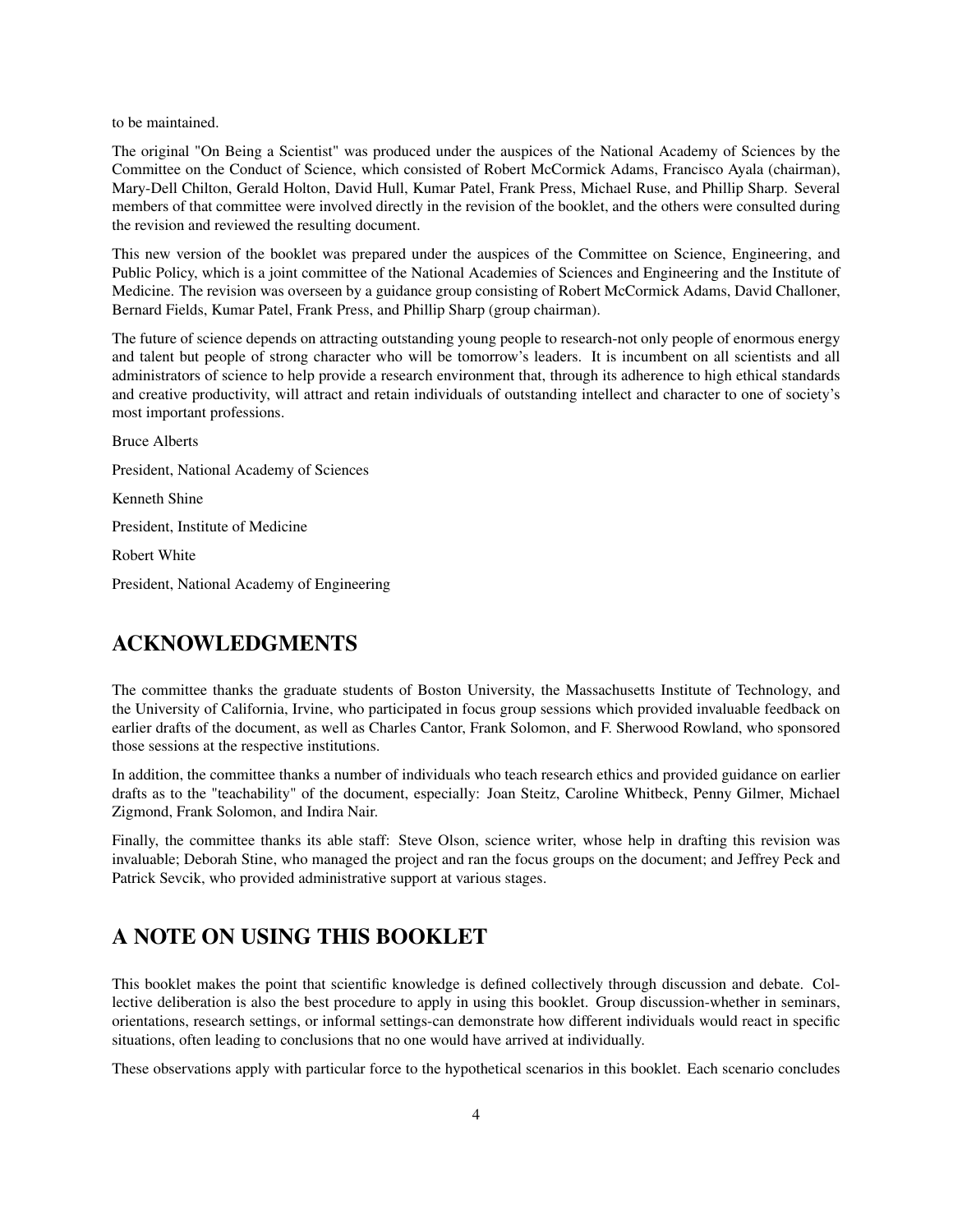to be maintained.

The original "On Being a Scientist" was produced under the auspices of the National Academy of Sciences by the Committee on the Conduct of Science, which consisted of Robert McCormick Adams, Francisco Ayala (chairman), Mary-Dell Chilton, Gerald Holton, David Hull, Kumar Patel, Frank Press, Michael Ruse, and Phillip Sharp. Several members of that committee were involved directly in the revision of the booklet, and the others were consulted during the revision and reviewed the resulting document.

This new version of the booklet was prepared under the auspices of the Committee on Science, Engineering, and Public Policy, which is a joint committee of the National Academies of Sciences and Engineering and the Institute of Medicine. The revision was overseen by a guidance group consisting of Robert McCormick Adams, David Challoner, Bernard Fields, Kumar Patel, Frank Press, and Phillip Sharp (group chairman).

The future of science depends on attracting outstanding young people to research-not only people of enormous energy and talent but people of strong character who will be tomorrow's leaders. It is incumbent on all scientists and all administrators of science to help provide a research environment that, through its adherence to high ethical standards and creative productivity, will attract and retain individuals of outstanding intellect and character to one of society's most important professions.

Bruce Alberts

President, National Academy of Sciences

Kenneth Shine

President, Institute of Medicine

Robert White

President, National Academy of Engineering

## ACKNOWLEDGMENTS

The committee thanks the graduate students of Boston University, the Massachusetts Institute of Technology, and the University of California, Irvine, who participated in focus group sessions which provided invaluable feedback on earlier drafts of the document, as well as Charles Cantor, Frank Solomon, and F. Sherwood Rowland, who sponsored those sessions at the respective institutions.

In addition, the committee thanks a number of individuals who teach research ethics and provided guidance on earlier drafts as to the "teachability" of the document, especially: Joan Steitz, Caroline Whitbeck, Penny Gilmer, Michael Zigmond, Frank Solomon, and Indira Nair.

Finally, the committee thanks its able staff: Steve Olson, science writer, whose help in drafting this revision was invaluable; Deborah Stine, who managed the project and ran the focus groups on the document; and Jeffrey Peck and Patrick Sevcik, who provided administrative support at various stages.

## A NOTE ON USING THIS BOOKLET

This booklet makes the point that scientific knowledge is defined collectively through discussion and debate. Collective deliberation is also the best procedure to apply in using this booklet. Group discussion-whether in seminars, orientations, research settings, or informal settings-can demonstrate how different individuals would react in specific situations, often leading to conclusions that no one would have arrived at individually.

These observations apply with particular force to the hypothetical scenarios in this booklet. Each scenario concludes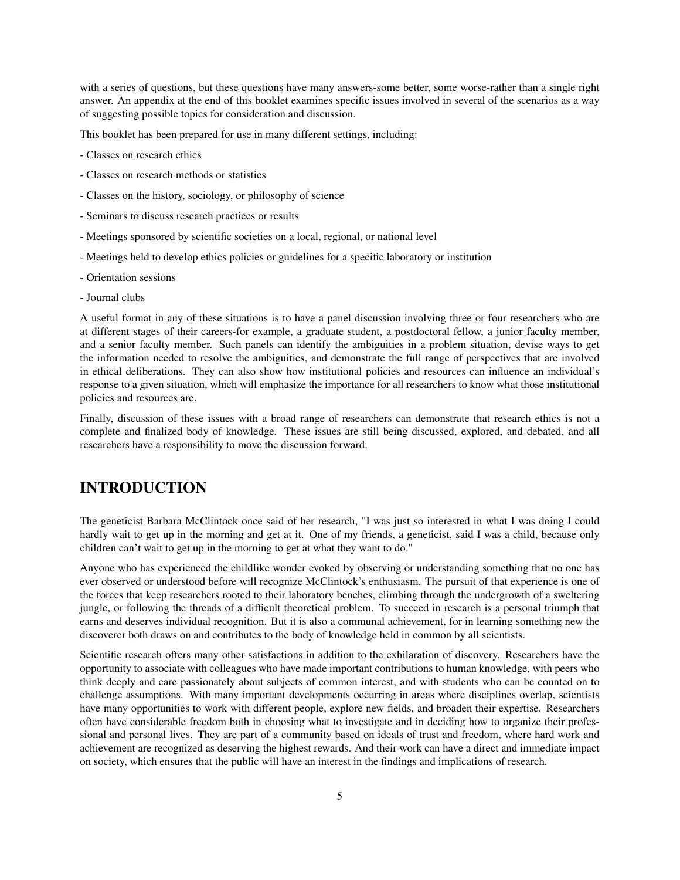with a series of questions, but these questions have many answers-some better, some worse-rather than a single right answer. An appendix at the end of this booklet examines specific issues involved in several of the scenarios as a way of suggesting possible topics for consideration and discussion.

This booklet has been prepared for use in many different settings, including:

- Classes on research ethics
- Classes on research methods or statistics
- Classes on the history, sociology, or philosophy of science
- Seminars to discuss research practices or results
- Meetings sponsored by scientific societies on a local, regional, or national level
- Meetings held to develop ethics policies or guidelines for a specific laboratory or institution
- Orientation sessions
- Journal clubs

A useful format in any of these situations is to have a panel discussion involving three or four researchers who are at different stages of their careers-for example, a graduate student, a postdoctoral fellow, a junior faculty member, and a senior faculty member. Such panels can identify the ambiguities in a problem situation, devise ways to get the information needed to resolve the ambiguities, and demonstrate the full range of perspectives that are involved in ethical deliberations. They can also show how institutional policies and resources can influence an individual's response to a given situation, which will emphasize the importance for all researchers to know what those institutional policies and resources are.

Finally, discussion of these issues with a broad range of researchers can demonstrate that research ethics is not a complete and finalized body of knowledge. These issues are still being discussed, explored, and debated, and all researchers have a responsibility to move the discussion forward.

# INTRODUCTION

The geneticist Barbara McClintock once said of her research, "I was just so interested in what I was doing I could hardly wait to get up in the morning and get at it. One of my friends, a geneticist, said I was a child, because only children can't wait to get up in the morning to get at what they want to do."

Anyone who has experienced the childlike wonder evoked by observing or understanding something that no one has ever observed or understood before will recognize McClintock's enthusiasm. The pursuit of that experience is one of the forces that keep researchers rooted to their laboratory benches, climbing through the undergrowth of a sweltering jungle, or following the threads of a difficult theoretical problem. To succeed in research is a personal triumph that earns and deserves individual recognition. But it is also a communal achievement, for in learning something new the discoverer both draws on and contributes to the body of knowledge held in common by all scientists.

Scientific research offers many other satisfactions in addition to the exhilaration of discovery. Researchers have the opportunity to associate with colleagues who have made important contributions to human knowledge, with peers who think deeply and care passionately about subjects of common interest, and with students who can be counted on to challenge assumptions. With many important developments occurring in areas where disciplines overlap, scientists have many opportunities to work with different people, explore new fields, and broaden their expertise. Researchers often have considerable freedom both in choosing what to investigate and in deciding how to organize their professional and personal lives. They are part of a community based on ideals of trust and freedom, where hard work and achievement are recognized as deserving the highest rewards. And their work can have a direct and immediate impact on society, which ensures that the public will have an interest in the findings and implications of research.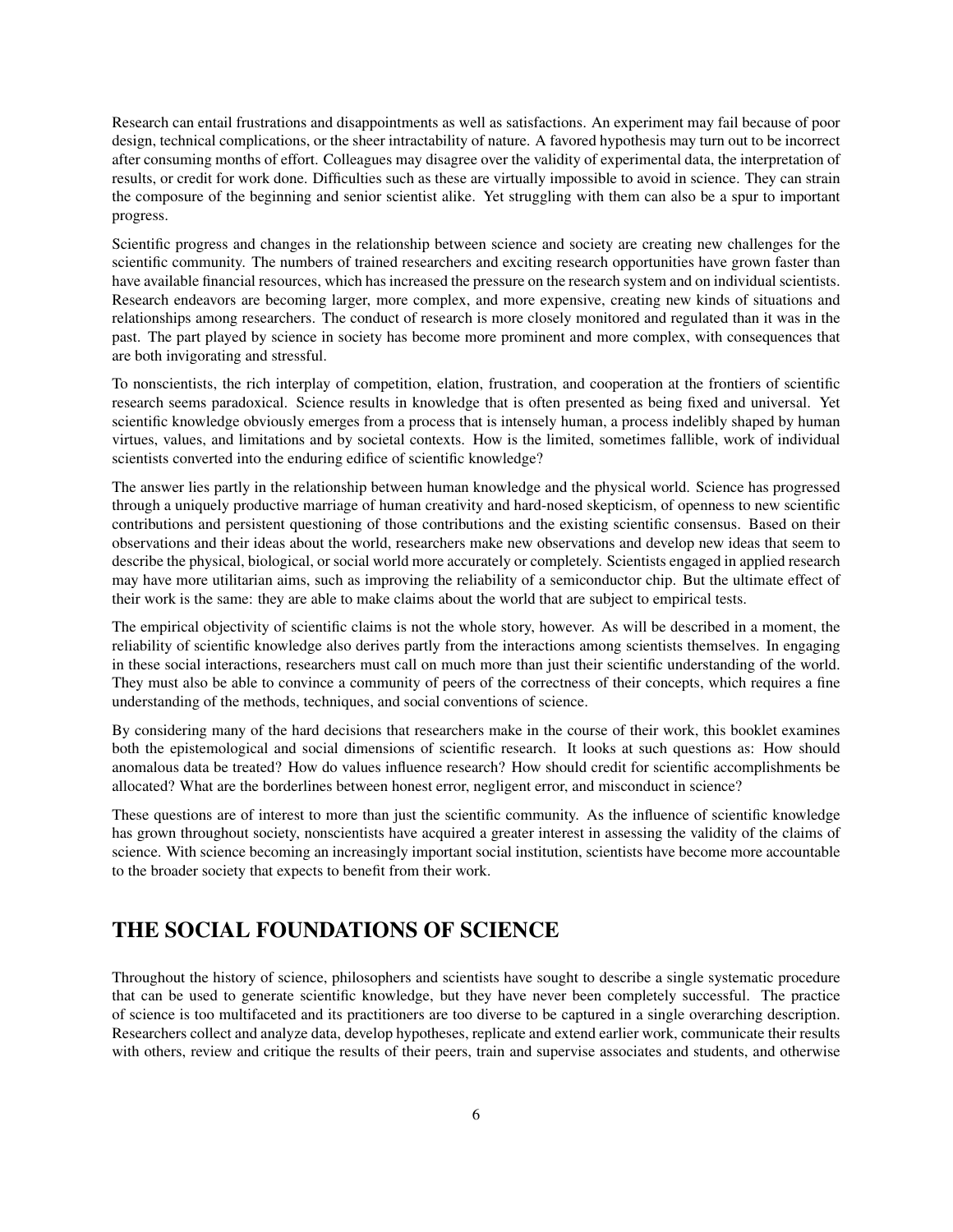Research can entail frustrations and disappointments as well as satisfactions. An experiment may fail because of poor design, technical complications, or the sheer intractability of nature. A favored hypothesis may turn out to be incorrect after consuming months of effort. Colleagues may disagree over the validity of experimental data, the interpretation of results, or credit for work done. Difficulties such as these are virtually impossible to avoid in science. They can strain the composure of the beginning and senior scientist alike. Yet struggling with them can also be a spur to important progress.

Scientific progress and changes in the relationship between science and society are creating new challenges for the scientific community. The numbers of trained researchers and exciting research opportunities have grown faster than have available financial resources, which has increased the pressure on the research system and on individual scientists. Research endeavors are becoming larger, more complex, and more expensive, creating new kinds of situations and relationships among researchers. The conduct of research is more closely monitored and regulated than it was in the past. The part played by science in society has become more prominent and more complex, with consequences that are both invigorating and stressful.

To nonscientists, the rich interplay of competition, elation, frustration, and cooperation at the frontiers of scientific research seems paradoxical. Science results in knowledge that is often presented as being fixed and universal. Yet scientific knowledge obviously emerges from a process that is intensely human, a process indelibly shaped by human virtues, values, and limitations and by societal contexts. How is the limited, sometimes fallible, work of individual scientists converted into the enduring edifice of scientific knowledge?

The answer lies partly in the relationship between human knowledge and the physical world. Science has progressed through a uniquely productive marriage of human creativity and hard-nosed skepticism, of openness to new scientific contributions and persistent questioning of those contributions and the existing scientific consensus. Based on their observations and their ideas about the world, researchers make new observations and develop new ideas that seem to describe the physical, biological, or social world more accurately or completely. Scientists engaged in applied research may have more utilitarian aims, such as improving the reliability of a semiconductor chip. But the ultimate effect of their work is the same: they are able to make claims about the world that are subject to empirical tests.

The empirical objectivity of scientific claims is not the whole story, however. As will be described in a moment, the reliability of scientific knowledge also derives partly from the interactions among scientists themselves. In engaging in these social interactions, researchers must call on much more than just their scientific understanding of the world. They must also be able to convince a community of peers of the correctness of their concepts, which requires a fine understanding of the methods, techniques, and social conventions of science.

By considering many of the hard decisions that researchers make in the course of their work, this booklet examines both the epistemological and social dimensions of scientific research. It looks at such questions as: How should anomalous data be treated? How do values influence research? How should credit for scientific accomplishments be allocated? What are the borderlines between honest error, negligent error, and misconduct in science?

These questions are of interest to more than just the scientific community. As the influence of scientific knowledge has grown throughout society, nonscientists have acquired a greater interest in assessing the validity of the claims of science. With science becoming an increasingly important social institution, scientists have become more accountable to the broader society that expects to benefit from their work.

## THE SOCIAL FOUNDATIONS OF SCIENCE

Throughout the history of science, philosophers and scientists have sought to describe a single systematic procedure that can be used to generate scientific knowledge, but they have never been completely successful. The practice of science is too multifaceted and its practitioners are too diverse to be captured in a single overarching description. Researchers collect and analyze data, develop hypotheses, replicate and extend earlier work, communicate their results with others, review and critique the results of their peers, train and supervise associates and students, and otherwise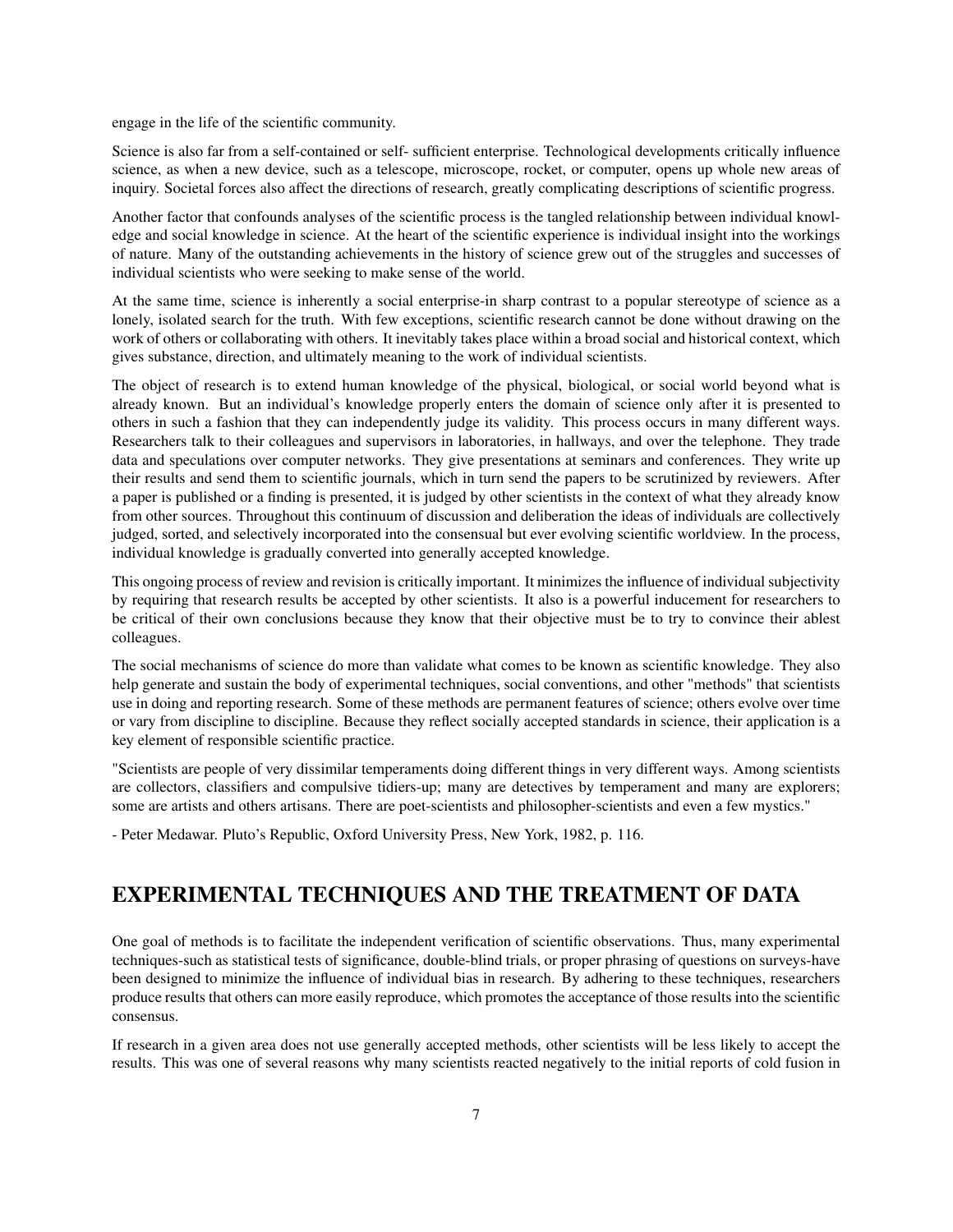engage in the life of the scientific community.

Science is also far from a self-contained or self- sufficient enterprise. Technological developments critically influence science, as when a new device, such as a telescope, microscope, rocket, or computer, opens up whole new areas of inquiry. Societal forces also affect the directions of research, greatly complicating descriptions of scientific progress.

Another factor that confounds analyses of the scientific process is the tangled relationship between individual knowledge and social knowledge in science. At the heart of the scientific experience is individual insight into the workings of nature. Many of the outstanding achievements in the history of science grew out of the struggles and successes of individual scientists who were seeking to make sense of the world.

At the same time, science is inherently a social enterprise-in sharp contrast to a popular stereotype of science as a lonely, isolated search for the truth. With few exceptions, scientific research cannot be done without drawing on the work of others or collaborating with others. It inevitably takes place within a broad social and historical context, which gives substance, direction, and ultimately meaning to the work of individual scientists.

The object of research is to extend human knowledge of the physical, biological, or social world beyond what is already known. But an individual's knowledge properly enters the domain of science only after it is presented to others in such a fashion that they can independently judge its validity. This process occurs in many different ways. Researchers talk to their colleagues and supervisors in laboratories, in hallways, and over the telephone. They trade data and speculations over computer networks. They give presentations at seminars and conferences. They write up their results and send them to scientific journals, which in turn send the papers to be scrutinized by reviewers. After a paper is published or a finding is presented, it is judged by other scientists in the context of what they already know from other sources. Throughout this continuum of discussion and deliberation the ideas of individuals are collectively judged, sorted, and selectively incorporated into the consensual but ever evolving scientific worldview. In the process, individual knowledge is gradually converted into generally accepted knowledge.

This ongoing process of review and revision is critically important. It minimizes the influence of individual subjectivity by requiring that research results be accepted by other scientists. It also is a powerful inducement for researchers to be critical of their own conclusions because they know that their objective must be to try to convince their ablest colleagues.

The social mechanisms of science do more than validate what comes to be known as scientific knowledge. They also help generate and sustain the body of experimental techniques, social conventions, and other "methods" that scientists use in doing and reporting research. Some of these methods are permanent features of science; others evolve over time or vary from discipline to discipline. Because they reflect socially accepted standards in science, their application is a key element of responsible scientific practice.

"Scientists are people of very dissimilar temperaments doing different things in very different ways. Among scientists are collectors, classifiers and compulsive tidiers-up; many are detectives by temperament and many are explorers; some are artists and others artisans. There are poet-scientists and philosopher-scientists and even a few mystics."

- Peter Medawar. Pluto's Republic, Oxford University Press, New York, 1982, p. 116.

## EXPERIMENTAL TECHNIQUES AND THE TREATMENT OF DATA

One goal of methods is to facilitate the independent verification of scientific observations. Thus, many experimental techniques-such as statistical tests of significance, double-blind trials, or proper phrasing of questions on surveys-have been designed to minimize the influence of individual bias in research. By adhering to these techniques, researchers produce results that others can more easily reproduce, which promotes the acceptance of those results into the scientific consensus.

If research in a given area does not use generally accepted methods, other scientists will be less likely to accept the results. This was one of several reasons why many scientists reacted negatively to the initial reports of cold fusion in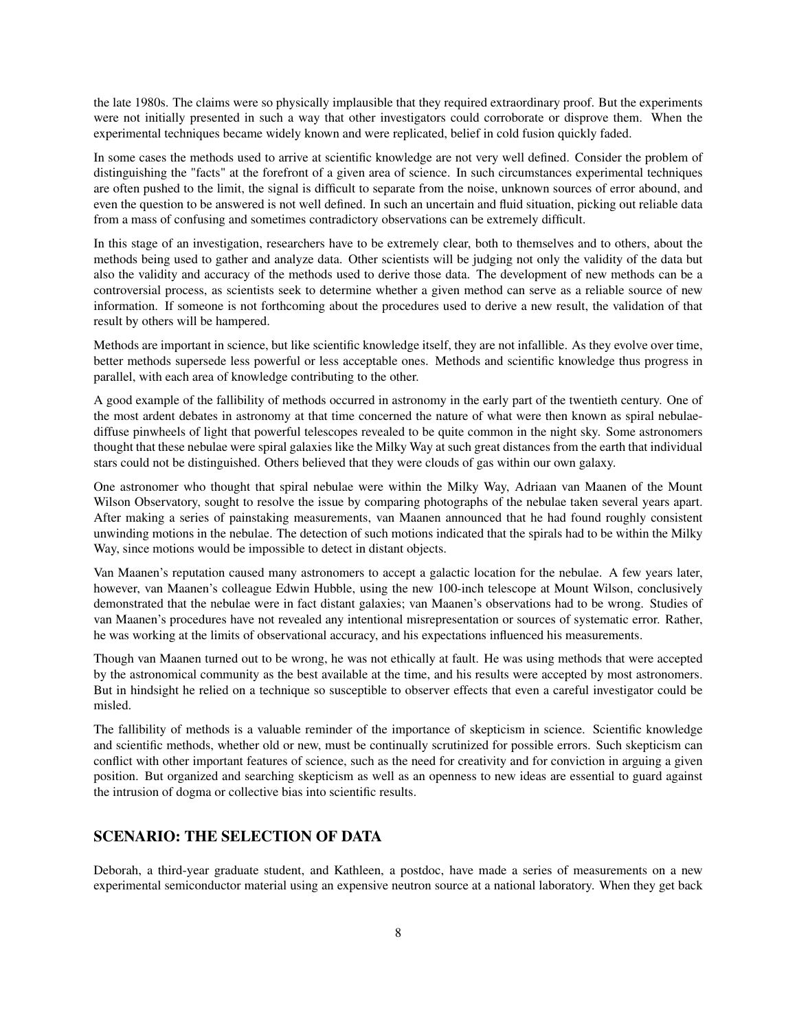the late 1980s. The claims were so physically implausible that they required extraordinary proof. But the experiments were not initially presented in such a way that other investigators could corroborate or disprove them. When the experimental techniques became widely known and were replicated, belief in cold fusion quickly faded.

In some cases the methods used to arrive at scientific knowledge are not very well defined. Consider the problem of distinguishing the "facts" at the forefront of a given area of science. In such circumstances experimental techniques are often pushed to the limit, the signal is difficult to separate from the noise, unknown sources of error abound, and even the question to be answered is not well defined. In such an uncertain and fluid situation, picking out reliable data from a mass of confusing and sometimes contradictory observations can be extremely difficult.

In this stage of an investigation, researchers have to be extremely clear, both to themselves and to others, about the methods being used to gather and analyze data. Other scientists will be judging not only the validity of the data but also the validity and accuracy of the methods used to derive those data. The development of new methods can be a controversial process, as scientists seek to determine whether a given method can serve as a reliable source of new information. If someone is not forthcoming about the procedures used to derive a new result, the validation of that result by others will be hampered.

Methods are important in science, but like scientific knowledge itself, they are not infallible. As they evolve over time, better methods supersede less powerful or less acceptable ones. Methods and scientific knowledge thus progress in parallel, with each area of knowledge contributing to the other.

A good example of the fallibility of methods occurred in astronomy in the early part of the twentieth century. One of the most ardent debates in astronomy at that time concerned the nature of what were then known as spiral nebulae-diffuse pinwheels of light that powerful telescopes revealed to be quite common in the night sky. Some astronomers thought that these nebulae were spiral galaxies like the Milky Way at such great distances from the earth that individual stars could not be distinguished. Others believed that they were clouds of gas within our own galaxy.

One astronomer who thought that spiral nebulae were within the Milky Way, Adriaan van Maanen of the Mount Wilson Observatory, sought to resolve the issue by comparing photographs of the nebulae taken several years apart. After making a series of painstaking measurements, van Maanen announced that he had found roughly consistent unwinding motions in the nebulae. The detection of such motions indicated that the spirals had to be within the Milky Way, since motions would be impossible to detect in distant objects.

Van Maanen's reputation caused many astronomers to accept a galactic location for the nebulae. A few years later, however, van Maanen's colleague Edwin Hubble, using the new 100-inch telescope at Mount Wilson, conclusively demonstrated that the nebulae were in fact distant galaxies; van Maanen's observations had to be wrong. Studies of van Maanen's procedures have not revealed any intentional misrepresentation or sources of systematic error. Rather, he was working at the limits of observational accuracy, and his expectations influenced his measurements.

Though van Maanen turned out to be wrong, he was not ethically at fault. He was using methods that were accepted by the astronomical community as the best available at the time, and his results were accepted by most astronomers. But in hindsight he relied on a technique so susceptible to observer effects that even a careful investigator could be misled.

The fallibility of methods is a valuable reminder of the importance of skepticism in science. Scientific knowledge and scientific methods, whether old or new, must be continually scrutinized for possible errors. Such skepticism can conflict with other important features of science, such as the need for creativity and for conviction in arguing a given position. But organized and searching skepticism as well as an openness to new ideas are essential to guard against the intrusion of dogma or collective bias into scientific results.

## SCENARIO: THE SELECTION OF DATA

Deborah, a third-year graduate student, and Kathleen, a postdoc, have made a series of measurements on a new experimental semiconductor material using an expensive neutron source at a national laboratory. When they get back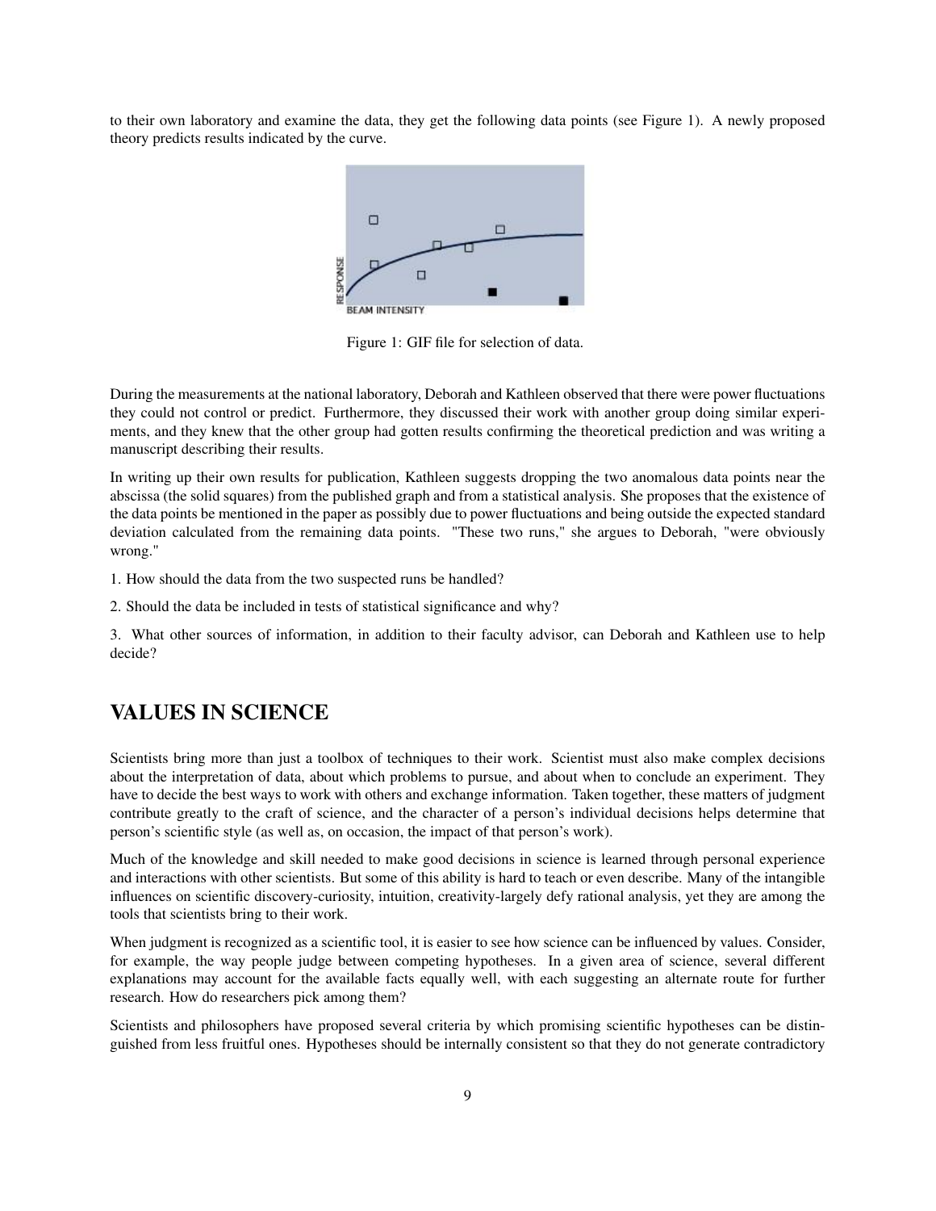to their own laboratory and examine the data, they get the following data points (see Figure 1). A newly proposed theory predicts results indicated by the curve.

RESPONSE

BEAM INTENSITY

Figure 1: GIF file for selection of data.

During the measurements at the national laboratory, Deborah and Kathleen observed that there were power fluctuations they could not control or predict. Furthermore, they discussed their work with another group doing similar experiments, and they knew that the other group had gotten results confirming the theoretical prediction and was writing a manuscript describing their results.

In writing up their own results for publication, Kathleen suggests dropping the two anomalous data points near the abscissa (the solid squares) from the published graph and from a statistical analysis. She proposes that the existence of the data points be mentioned in the paper as possibly due to power fluctuations and being outside the expected standard deviation calculated from the remaining data points. "These two runs," she argues to Deborah, "were obviously wrong."

1. How should the data from the two suspected runs be handled?

2. Should the data be included in tests of statistical significance and why?

3. What other sources of information, in addition to their faculty advisor, can Deborah and Kathleen use to help decide?

## VALUES IN SCIENCE

Scientists bring more than just a toolbox of techniques to their work. Scientist must also make complex decisions about the interpretation of data, about which problems to pursue, and about when to conclude an experiment. They have to decide the best ways to work with others and exchange information. Taken together, these matters of judgment contribute greatly to the craft of science, and the character of a person's individual decisions helps determine that person's scientific style (as well as, on occasion, the impact of that person's work).

Much of the knowledge and skill needed to make good decisions in science is learned through personal experience and interactions with other scientists. But some of this ability is hard to teach or even describe. Many of the intangible influences on scientific discovery-curiosity, intuition, creativity-largely defy rational analysis, yet they are among the tools that scientists bring to their work.

When judgment is recognized as a scientific tool, it is easier to see how science can be influenced by values. Consider, for example, the way people judge between competing hypotheses. In a given area of science, several different explanations may account for the available facts equally well, with each suggesting an alternate route for further research. How do researchers pick among them?

Scientists and philosophers have proposed several criteria by which promising scientific hypotheses can be distinguished from less fruitful ones. Hypotheses should be internally consistent so that they do not generate contradictory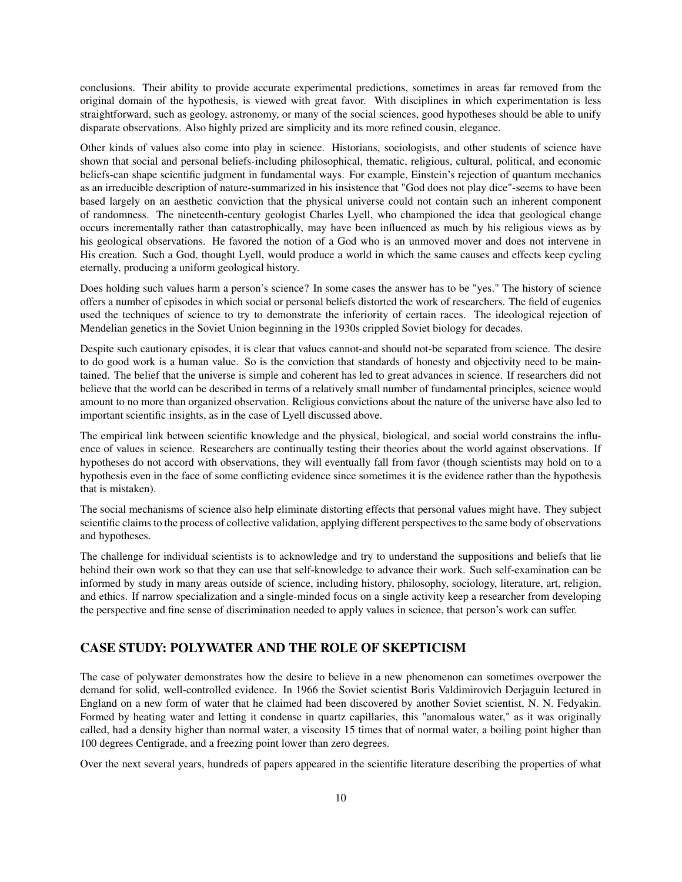conclusions. Their ability to provide accurate experimental predictions, sometimes in areas far removed from the original domain of the hypothesis, is viewed with great favor. With disciplines in which experimentation is less straightforward, such as geology, astronomy, or many of the social sciences, good hypotheses should be able to unify disparate observations. Also highly prized are simplicity and its more refined cousin, elegance.

Other kinds of values also come into play in science. Historians, sociologists, and other students of science have shown that social and personal beliefs-including philosophical, thematic, religious, cultural, political, and economic beliefs-can shape scientific judgment in fundamental ways. For example, Einstein's rejection of quantum mechanics as an irreducible description of nature-summarized in his insistence that "God does not play dice"-seems to have been based largely on an aesthetic conviction that the physical universe could not contain such an inherent component of randomness. The nineteenth-century geologist Charles Lyell, who championed the idea that geological change occurs incrementally rather than catastrophically, may have been influenced as much by his religious views as by his geological observations. He favored the notion of a God who is an unmoved mover and does not intervene in His creation. Such a God, thought Lyell, would produce a world in which the same causes and effects keep cycling eternally, producing a uniform geological history.

Does holding such values harm a person's science? In some cases the answer has to be "yes." The history of science offers a number of episodes in which social or personal beliefs distorted the work of researchers. The field of eugenics used the techniques of science to try to demonstrate the inferiority of certain races. The ideological rejection of Mendelian genetics in the Soviet Union beginning in the 1930s crippled Soviet biology for decades.

Despite such cautionary episodes, it is clear that values cannot-and should not-be separated from science. The desire to do good work is a human value. So is the conviction that standards of honesty and objectivity need to be maintained. The belief that the universe is simple and coherent has led to great advances in science. If researchers did not believe that the world can be described in terms of a relatively small number of fundamental principles, science would amount to no more than organized observation. Religious convictions about the nature of the universe have also led to important scientific insights, as in the case of Lyell discussed above.

The empirical link between scientific knowledge and the physical, biological, and social world constrains the influence of values in science. Researchers are continually testing their theories about the world against observations. If hypotheses do not accord with observations, they will eventually fall from favor (though scientists may hold on to a hypothesis even in the face of some conflicting evidence since sometimes it is the evidence rather than the hypothesis that is mistaken).

The social mechanisms of science also help eliminate distorting effects that personal values might have. They subject scientific claims to the process of collective validation, applying different perspectives to the same body of observations and hypotheses.

The challenge for individual scientists is to acknowledge and try to understand the suppositions and beliefs that lie behind their own work so that they can use that self-knowledge to advance their work. Such self-examination can be informed by study in many areas outside of science, including history, philosophy, sociology, literature, art, religion, and ethics. If narrow specialization and a single-minded focus on a single activity keep a researcher from developing the perspective and fine sense of discrimination needed to apply values in science, that person's work can suffer.

## CASE STUDY: POLYWATER AND THE ROLE OF SKEPTICISM

The case of polywater demonstrates how the desire to believe in a new phenomenon can sometimes overpower the demand for solid, well-controlled evidence. In 1966 the Soviet scientist Boris Valdimirovich Derjaguin lectured in England on a new form of water that he claimed had been discovered by another Soviet scientist, N. N. Fedyakin. Formed by heating water and letting it condense in quartz capillaries, this "anomalous water," as it was originally called, had a density higher than normal water, a viscosity 15 times that of normal water, a boiling point higher than 100 degrees Centigrade, and a freezing point lower than zero degrees.

Over the next several years, hundreds of papers appeared in the scientific literature describing the properties of what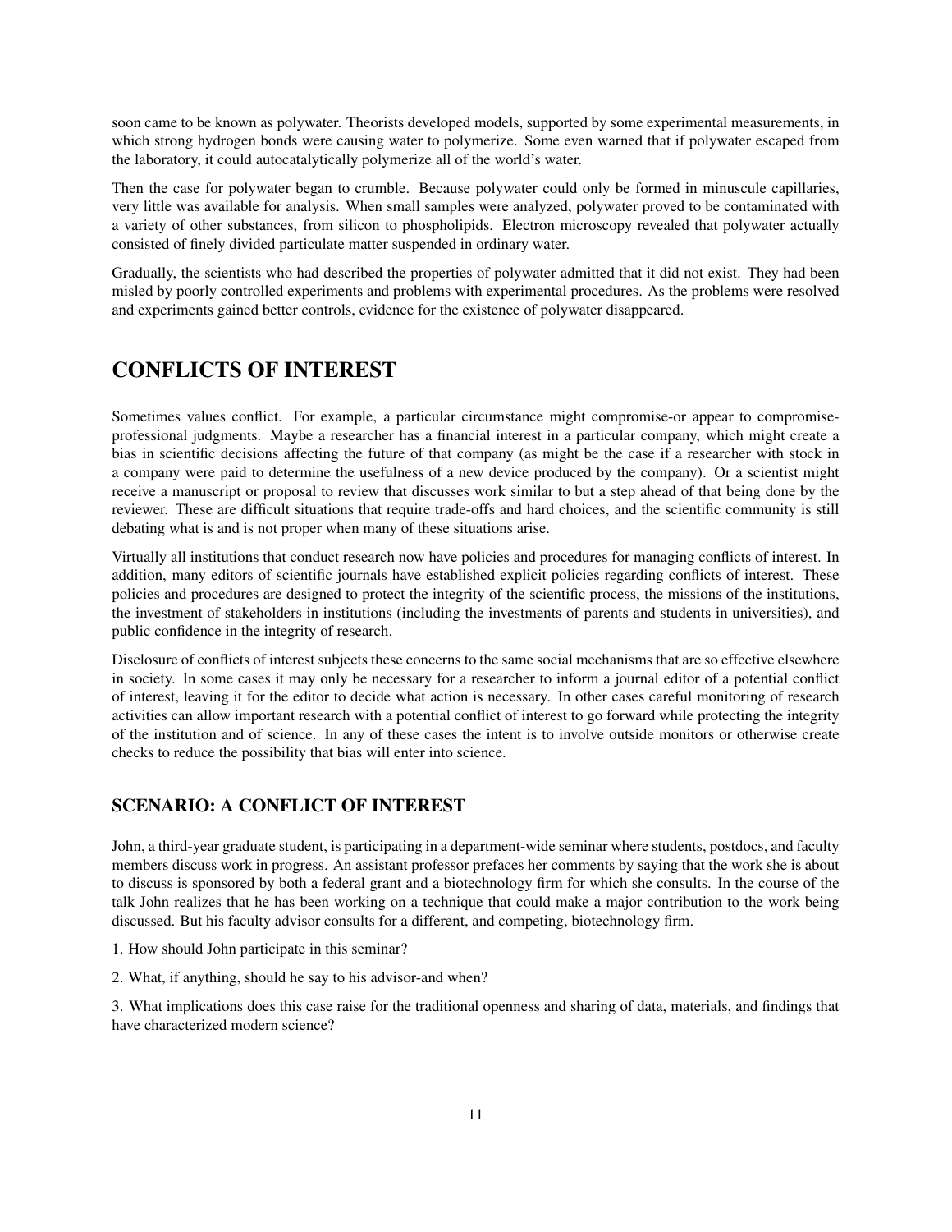soon came to be known as polywater. Theorists developed models, supported by some experimental measurements, in which strong hydrogen bonds were causing water to polymerize. Some even warned that if polywater escaped from the laboratory, it could autocatalytically polymerize all of the world's water.

Then the case for polywater began to crumble. Because polywater could only be formed in minuscule capillaries, very little was available for analysis. When small samples were analyzed, polywater proved to be contaminated with a variety of other substances, from silicon to phospholipids. Electron microscopy revealed that polywater actually consisted of finely divided particulate matter suspended in ordinary water.

Gradually, the scientists who had described the properties of polywater admitted that it did not exist. They had been misled by poorly controlled experiments and problems with experimental procedures. As the problems were resolved and experiments gained better controls, evidence for the existence of polywater disappeared.

# CONFLICTS OF INTEREST

Sometimes values conflict. For example, a particular circumstance might compromise-or appear to compromise-professional judgments. Maybe a researcher has a financial interest in a particular company, which might create a bias in scientific decisions affecting the future of that company (as might be the case if a researcher with stock in a company were paid to determine the usefulness of a new device produced by the company). Or a scientist might receive a manuscript or proposal to review that discusses work similar to but a step ahead of that being done by the reviewer. These are difficult situations that require trade-offs and hard choices, and the scientific community is still debating what is and is not proper when many of these situations arise.

Virtually all institutions that conduct research now have policies and procedures for managing conflicts of interest. In addition, many editors of scientific journals have established explicit policies regarding conflicts of interest. These policies and procedures are designed to protect the integrity of the scientific process, the missions of the institutions, the investment of stakeholders in institutions (including the investments of parents and students in universities), and public confidence in the integrity of research.

Disclosure of conflicts of interest subjects these concerns to the same social mechanisms that are so effective elsewhere in society. In some cases it may only be necessary for a researcher to inform a journal editor of a potential conflict of interest, leaving it for the editor to decide what action is necessary. In other cases careful monitoring of research activities can allow important research with a potential conflict of interest to go forward while protecting the integrity of the institution and of science. In any of these cases the intent is to involve outside monitors or otherwise create checks to reduce the possibility that bias will enter into science.

## SCENARIO: A CONFLICT OF INTEREST

John, a third-year graduate student, is participating in a department-wide seminar where students, postdocs, and faculty members discuss work in progress. An assistant professor prefaces her comments by saying that the work she is about to discuss is sponsored by both a federal grant and a biotechnology firm for which she consults. In the course of the talk John realizes that he has been working on a technique that could make a major contribution to the work being discussed. But his faculty advisor consults for a different, and competing, biotechnology firm.

1. How should John participate in this seminar?

2. What, if anything, should he say to his advisor-and when?

3. What implications does this case raise for the traditional openness and sharing of data, materials, and findings that have characterized modern science?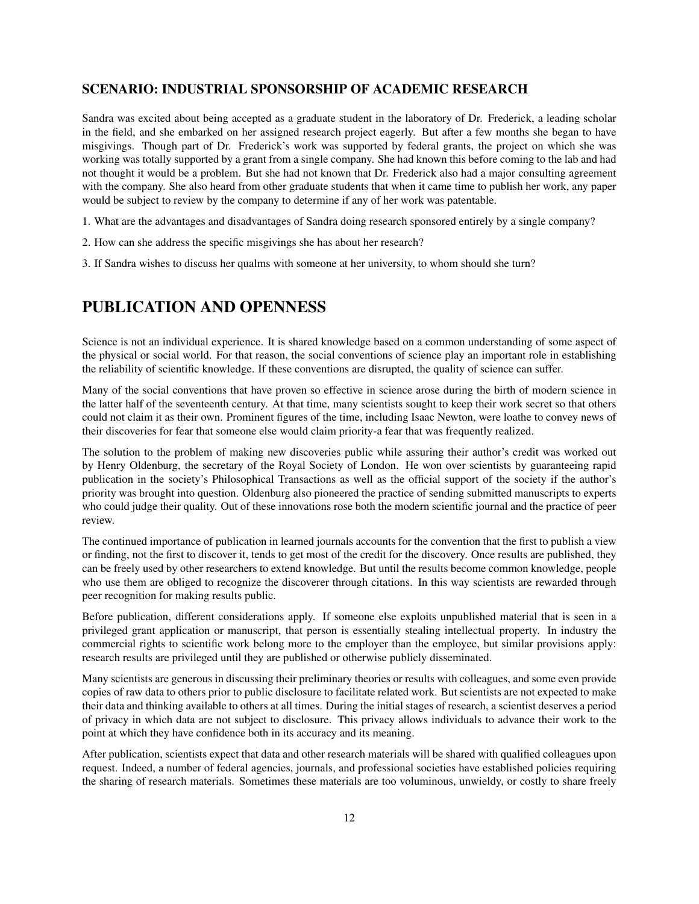### SCENARIO: INDUSTRIAL SPONSORSHIP OF ACADEMIC RESEARCH

Sandra was excited about being accepted as a graduate student in the laboratory of Dr. Frederick, a leading scholar in the field, and she embarked on her assigned research project eagerly. But after a few months she began to have misgivings. Though part of Dr. Frederick's work was supported by federal grants, the project on which she was working was totally supported by a grant from a single company. She had known this before coming to the lab and had not thought it would be a problem. But she had not known that Dr. Frederick also had a major consulting agreement with the company. She also heard from other graduate students that when it came time to publish her work, any paper would be subject to review by the company to determine if any of her work was patentable.

1. What are the advantages and disadvantages of Sandra doing research sponsored entirely by a single company?

2. How can she address the specific misgivings she has about her research?

3. If Sandra wishes to discuss her qualms with someone at her university, to whom should she turn?

## PUBLICATION AND OPENNESS

Science is not an individual experience. It is shared knowledge based on a common understanding of some aspect of the physical or social world. For that reason, the social conventions of science play an important role in establishing the reliability of scientific knowledge. If these conventions are disrupted, the quality of science can suffer.

Many of the social conventions that have proven so effective in science arose during the birth of modern science in the latter half of the seventeenth century. At that time, many scientists sought to keep their work secret so that others could not claim it as their own. Prominent figures of the time, including Isaac Newton, were loathe to convey news of their discoveries for fear that someone else would claim priority-a fear that was frequently realized.

The solution to the problem of making new discoveries public while assuring their author's credit was worked out by Henry Oldenburg, the secretary of the Royal Society of London. He won over scientists by guaranteeing rapid publication in the society's Philosophical Transactions as well as the official support of the society if the author's priority was brought into question. Oldenburg also pioneered the practice of sending submitted manuscripts to experts who could judge their quality. Out of these innovations rose both the modern scientific journal and the practice of peer review.

The continued importance of publication in learned journals accounts for the convention that the first to publish a view or finding, not the first to discover it, tends to get most of the credit for the discovery. Once results are published, they can be freely used by other researchers to extend knowledge. But until the results become common knowledge, people who use them are obliged to recognize the discoverer through citations. In this way scientists are rewarded through peer recognition for making results public.

Before publication, different considerations apply. If someone else exploits unpublished material that is seen in a privileged grant application or manuscript, that person is essentially stealing intellectual property. In industry the commercial rights to scientific work belong more to the employer than the employee, but similar provisions apply: research results are privileged until they are published or otherwise publicly disseminated.

Many scientists are generous in discussing their preliminary theories or results with colleagues, and some even provide copies of raw data to others prior to public disclosure to facilitate related work. But scientists are not expected to make their data and thinking available to others at all times. During the initial stages of research, a scientist deserves a period of privacy in which data are not subject to disclosure. This privacy allows individuals to advance their work to the point at which they have confidence both in its accuracy and its meaning.

After publication, scientists expect that data and other research materials will be shared with qualified colleagues upon request. Indeed, a number of federal agencies, journals, and professional societies have established policies requiring the sharing of research materials. Sometimes these materials are too voluminous, unwieldy, or costly to share freely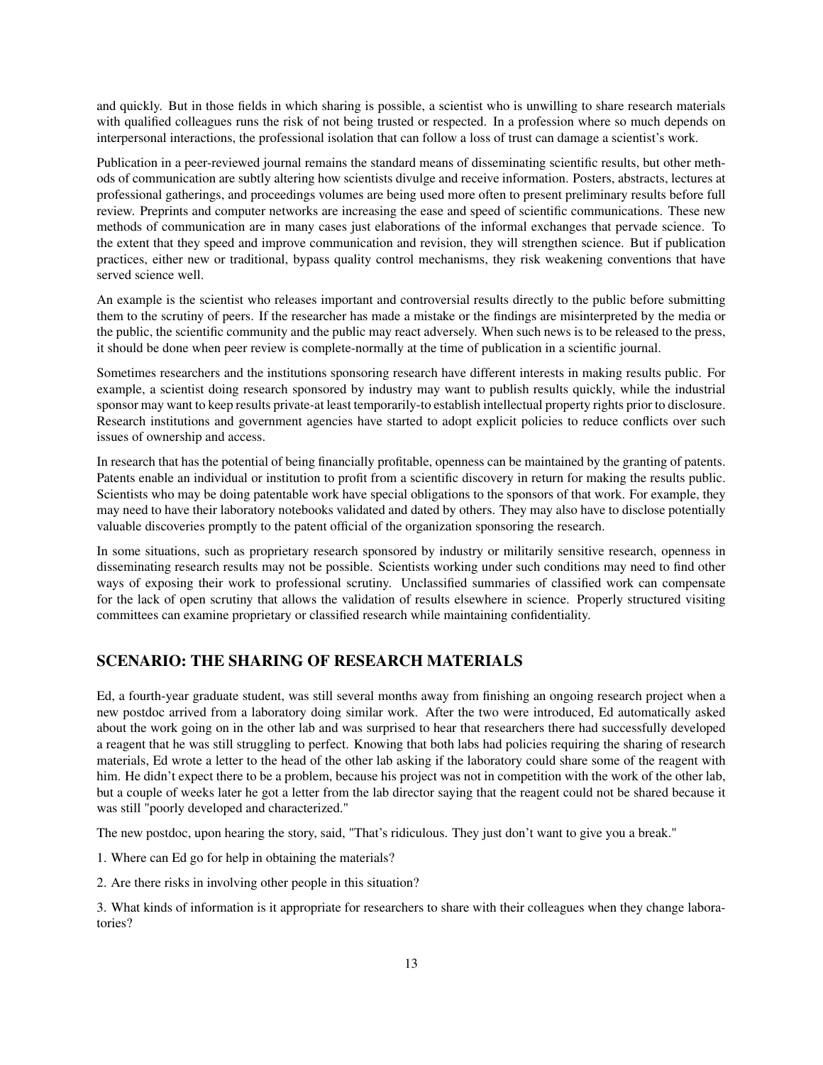and quickly. But in those fields in which sharing is possible, a scientist who is unwilling to share research materials with qualified colleagues runs the risk of not being trusted or respected. In a profession where so much depends on interpersonal interactions, the professional isolation that can follow a loss of trust can damage a scientist's work.

Publication in a peer-reviewed journal remains the standard means of disseminating scientific results, but other methods of communication are subtly altering how scientists divulge and receive information. Posters, abstracts, lectures at professional gatherings, and proceedings volumes are being used more often to present preliminary results before full review. Preprints and computer networks are increasing the ease and speed of scientific communications. These new methods of communication are in many cases just elaborations of the informal exchanges that pervade science. To the extent that they speed and improve communication and revision, they will strengthen science. But if publication practices, either new or traditional, bypass quality control mechanisms, they risk weakening conventions that have served science well.

An example is the scientist who releases important and controversial results directly to the public before submitting them to the scrutiny of peers. If the researcher has made a mistake or the findings are misinterpreted by the media or the public, the scientific community and the public may react adversely. When such news is to be released to the press, it should be done when peer review is complete-normally at the time of publication in a scientific journal.

Sometimes researchers and the institutions sponsoring research have different interests in making results public. For example, a scientist doing research sponsored by industry may want to publish results quickly, while the industrial sponsor may want to keep results private-at least temporarily-to establish intellectual property rights prior to disclosure. Research institutions and government agencies have started to adopt explicit policies to reduce conflicts over such issues of ownership and access.

In research that has the potential of being financially profitable, openness can be maintained by the granting of patents. Patents enable an individual or institution to profit from a scientific discovery in return for making the results public. Scientists who may be doing patentable work have special obligations to the sponsors of that work. For example, they may need to have their laboratory notebooks validated and dated by others. They may also have to disclose potentially valuable discoveries promptly to the patent official of the organization sponsoring the research.

In some situations, such as proprietary research sponsored by industry or militarily sensitive research, openness in disseminating research results may not be possible. Scientists working under such conditions may need to find other ways of exposing their work to professional scrutiny. Unclassified summaries of classified work can compensate for the lack of open scrutiny that allows the validation of results elsewhere in science. Properly structured visiting committees can examine proprietary or classified research while maintaining confidentiality.

## SCENARIO: THE SHARING OF RESEARCH MATERIALS

Ed, a fourth-year graduate student, was still several months away from finishing an ongoing research project when a new postdoc arrived from a laboratory doing similar work. After the two were introduced, Ed automatically asked about the work going on in the other lab and was surprised to hear that researchers there had successfully developed a reagent that he was still struggling to perfect. Knowing that both labs had policies requiring the sharing of research materials, Ed wrote a letter to the head of the other lab asking if the laboratory could share some of the reagent with him. He didn't expect there to be a problem, because his project was not in competition with the work of the other lab, but a couple of weeks later he got a letter from the lab director saying that the reagent could not be shared because it was still "poorly developed and characterized."

The new postdoc, upon hearing the story, said, "That's ridiculous. They just don't want to give you a break."

1. Where can Ed go for help in obtaining the materials?

2. Are there risks in involving other people in this situation?

3. What kinds of information is it appropriate for researchers to share with their colleagues when they change laboratories?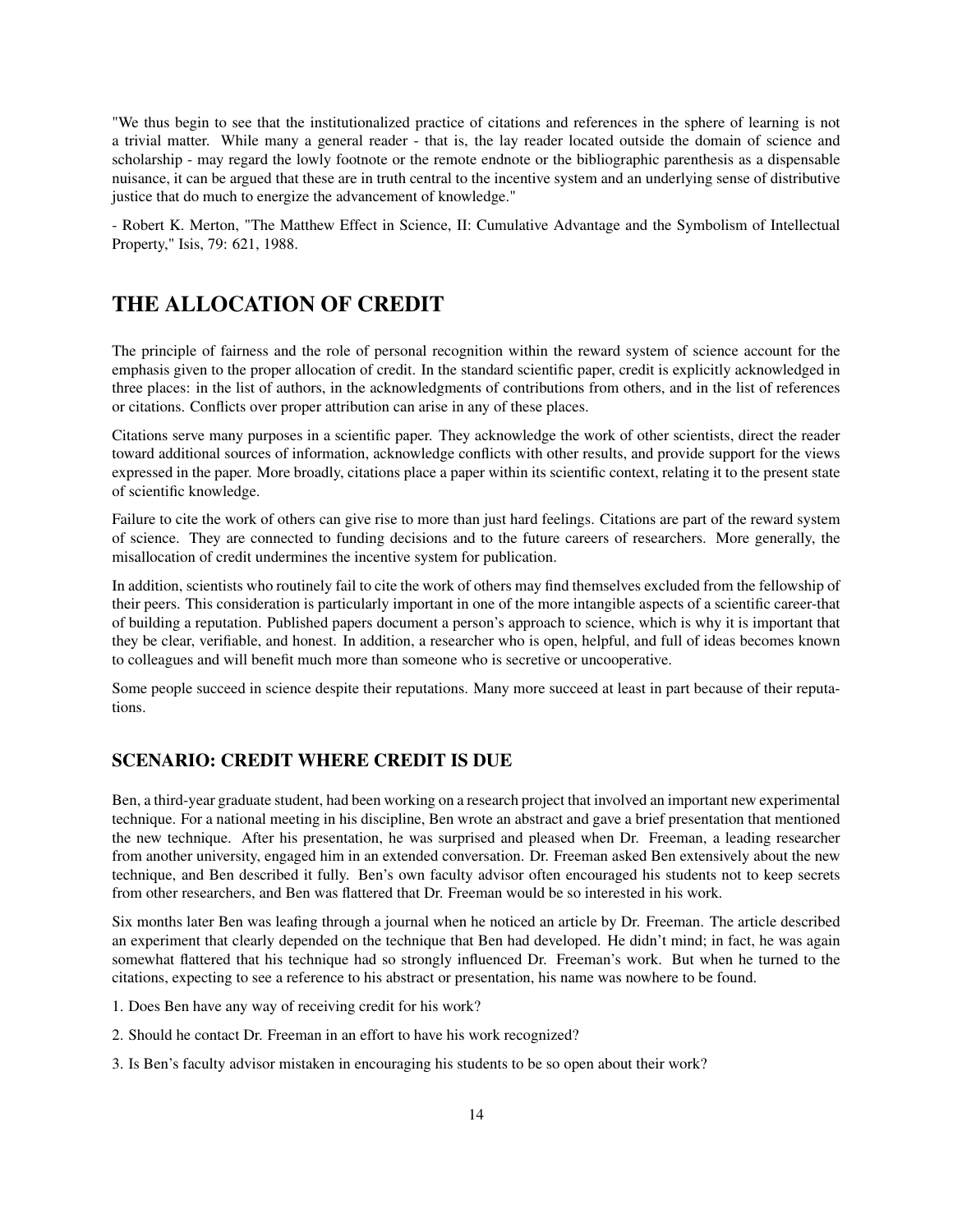"We thus begin to see that the institutionalized practice of citations and references in the sphere of learning is not a trivial matter. While many a general reader - that is, the lay reader located outside the domain of science and scholarship - may regard the lowly footnote or the remote endnote or the bibliographic parenthesis as a dispensable nuisance, it can be argued that these are in truth central to the incentive system and an underlying sense of distributive justice that do much to energize the advancement of knowledge."

- Robert K. Merton, "The Matthew Effect in Science, II: Cumulative Advantage and the Symbolism of Intellectual Property," Isis, 79: 621, 1988.

# THE ALLOCATION OF CREDIT

The principle of fairness and the role of personal recognition within the reward system of science account for the emphasis given to the proper allocation of credit. In the standard scientific paper, credit is explicitly acknowledged in three places: in the list of authors, in the acknowledgments of contributions from others, and in the list of references or citations. Conflicts over proper attribution can arise in any of these places.

Citations serve many purposes in a scientific paper. They acknowledge the work of other scientists, direct the reader toward additional sources of information, acknowledge conflicts with other results, and provide support for the views expressed in the paper. More broadly, citations place a paper within its scientific context, relating it to the present state of scientific knowledge.

Failure to cite the work of others can give rise to more than just hard feelings. Citations are part of the reward system of science. They are connected to funding decisions and to the future careers of researchers. More generally, the misallocation of credit undermines the incentive system for publication.

In addition, scientists who routinely fail to cite the work of others may find themselves excluded from the fellowship of their peers. This consideration is particularly important in one of the more intangible aspects of a scientific career-that of building a reputation. Published papers document a person's approach to science, which is why it is important that they be clear, verifiable, and honest. In addition, a researcher who is open, helpful, and full of ideas becomes known to colleagues and will benefit much more than someone who is secretive or uncooperative.

Some people succeed in science despite their reputations. Many more succeed at least in part because of their reputations.

## SCENARIO: CREDIT WHERE CREDIT IS DUE

Ben, a third-year graduate student, had been working on a research project that involved an important new experimental technique. For a national meeting in his discipline, Ben wrote an abstract and gave a brief presentation that mentioned the new technique. After his presentation, he was surprised and pleased when Dr. Freeman, a leading researcher from another university, engaged him in an extended conversation. Dr. Freeman asked Ben extensively about the new technique, and Ben described it fully. Ben's own faculty advisor often encouraged his students not to keep secrets from other researchers, and Ben was flattered that Dr. Freeman would be so interested in his work.

Six months later Ben was leafing through a journal when he noticed an article by Dr. Freeman. The article described an experiment that clearly depended on the technique that Ben had developed. He didn't mind; in fact, he was again somewhat flattered that his technique had so strongly influenced Dr. Freeman's work. But when he turned to the citations, expecting to see a reference to his abstract or presentation, his name was nowhere to be found.

1. Does Ben have any way of receiving credit for his work?

2. Should he contact Dr. Freeman in an effort to have his work recognized?

3. Is Ben's faculty advisor mistaken in encouraging his students to be so open about their work?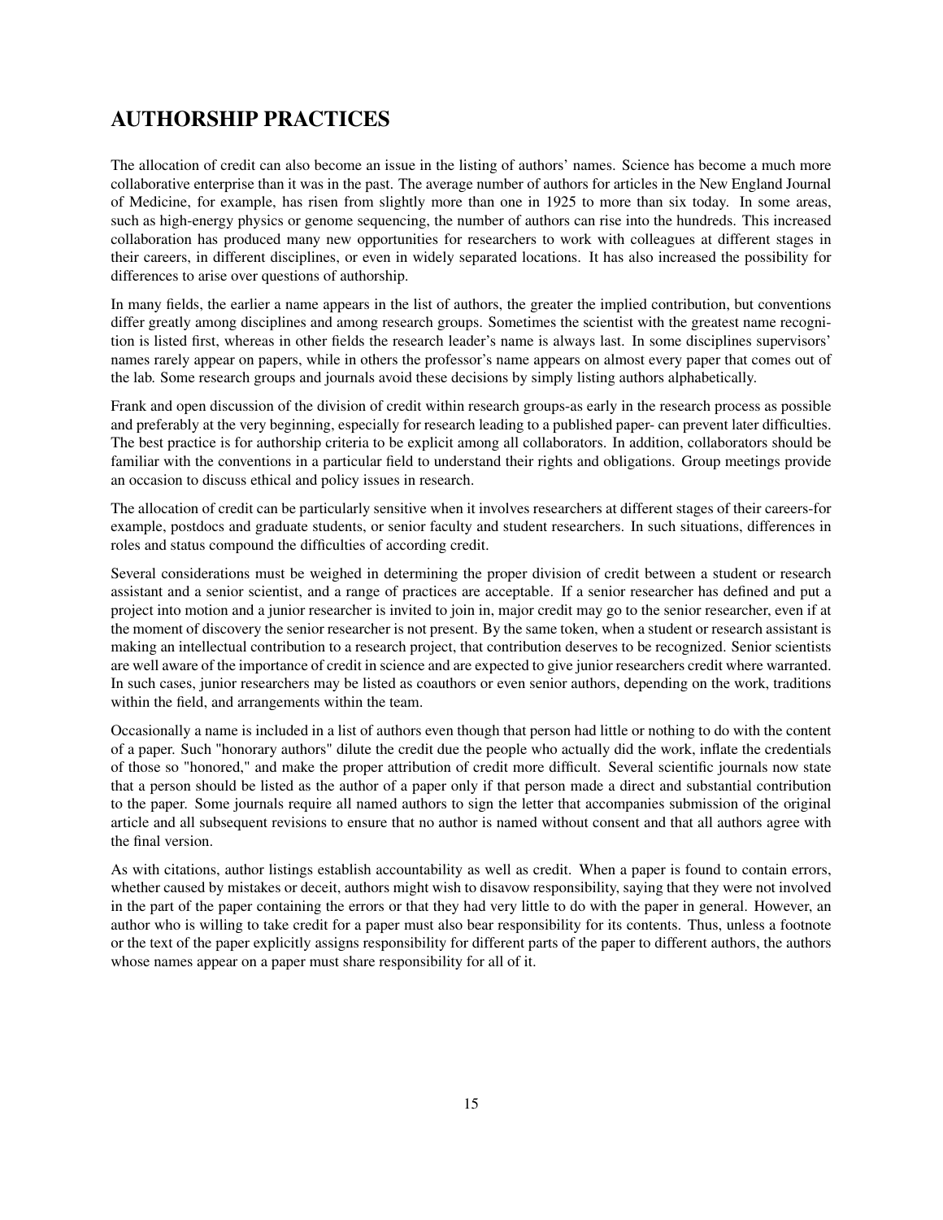## AUTHORSHIP PRACTICES

The allocation of credit can also become an issue in the listing of authors' names. Science has become a much more collaborative enterprise than it was in the past. The average number of authors for articles in the New England Journal of Medicine, for example, has risen from slightly more than one in 1925 to more than six today. In some areas, such as high-energy physics or genome sequencing, the number of authors can rise into the hundreds. This increased collaboration has produced many new opportunities for researchers to work with colleagues at different stages in their careers, in different disciplines, or even in widely separated locations. It has also increased the possibility for differences to arise over questions of authorship.

In many fields, the earlier a name appears in the list of authors, the greater the implied contribution, but conventions differ greatly among disciplines and among research groups. Sometimes the scientist with the greatest name recognition is listed first, whereas in other fields the research leader's name is always last. In some disciplines supervisors' names rarely appear on papers, while in others the professor's name appears on almost every paper that comes out of the lab. Some research groups and journals avoid these decisions by simply listing authors alphabetically.

Frank and open discussion of the division of credit within research groups-as early in the research process as possible and preferably at the very beginning, especially for research leading to a published paper- can prevent later difficulties. The best practice is for authorship criteria to be explicit among all collaborators. In addition, collaborators should be familiar with the conventions in a particular field to understand their rights and obligations. Group meetings provide an occasion to discuss ethical and policy issues in research.

The allocation of credit can be particularly sensitive when it involves researchers at different stages of their careers-for example, postdocs and graduate students, or senior faculty and student researchers. In such situations, differences in roles and status compound the difficulties of according credit.

Several considerations must be weighed in determining the proper division of credit between a student or research assistant and a senior scientist, and a range of practices are acceptable. If a senior researcher has defined and put a project into motion and a junior researcher is invited to join in, major credit may go to the senior researcher, even if at the moment of discovery the senior researcher is not present. By the same token, when a student or research assistant is making an intellectual contribution to a research project, that contribution deserves to be recognized. Senior scientists are well aware of the importance of credit in science and are expected to give junior researchers credit where warranted. In such cases, junior researchers may be listed as coauthors or even senior authors, depending on the work, traditions within the field, and arrangements within the team.

Occasionally a name is included in a list of authors even though that person had little or nothing to do with the content of a paper. Such "honorary authors" dilute the credit due the people who actually did the work, inflate the credentials of those so "honored," and make the proper attribution of credit more difficult. Several scientific journals now state that a person should be listed as the author of a paper only if that person made a direct and substantial contribution to the paper. Some journals require all named authors to sign the letter that accompanies submission of the original article and all subsequent revisions to ensure that no author is named without consent and that all authors agree with the final version.

As with citations, author listings establish accountability as well as credit. When a paper is found to contain errors, whether caused by mistakes or deceit, authors might wish to disavow responsibility, saying that they were not involved in the part of the paper containing the errors or that they had very little to do with the paper in general. However, an author who is willing to take credit for a paper must also bear responsibility for its contents. Thus, unless a footnote or the text of the paper explicitly assigns responsibility for different parts of the paper to different authors, the authors whose names appear on a paper must share responsibility for all of it.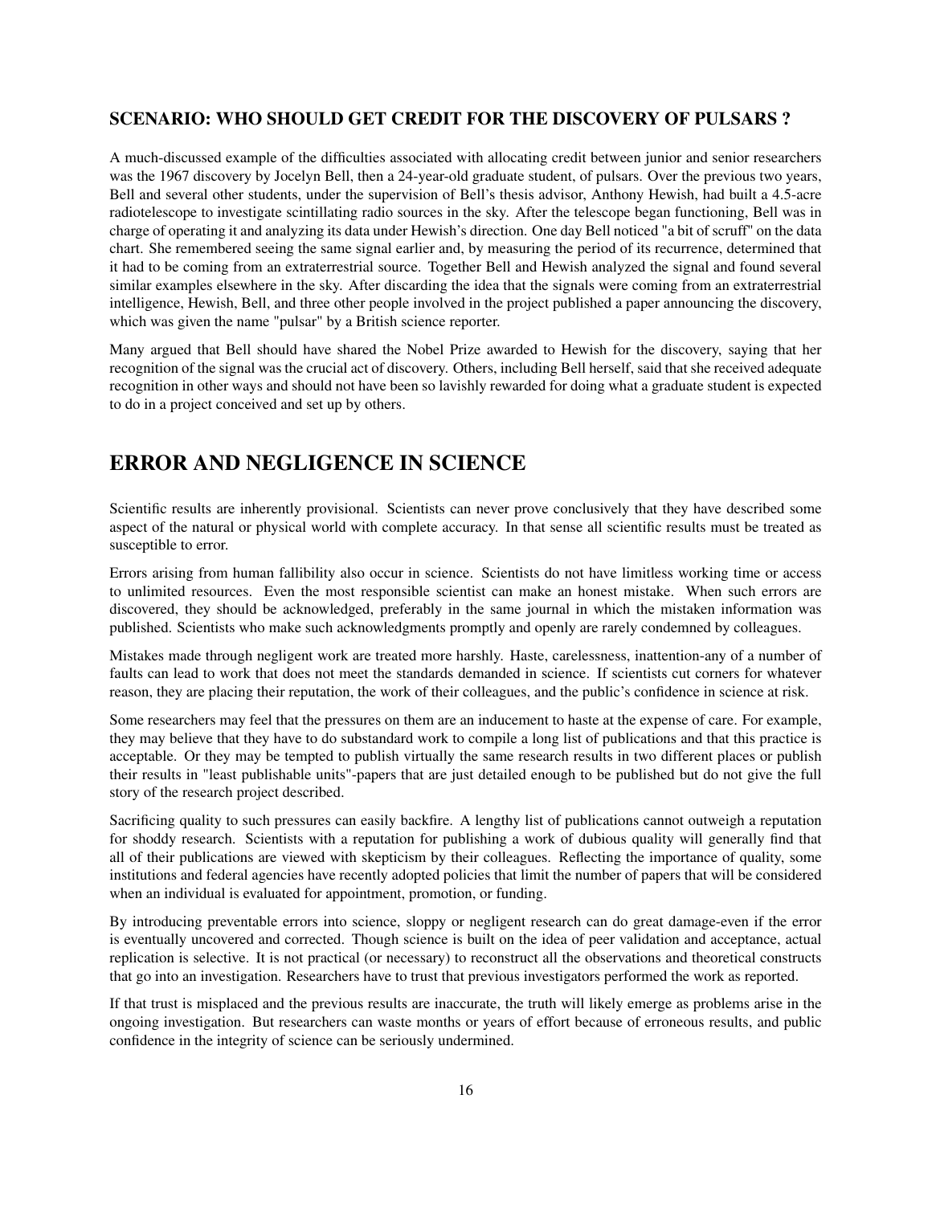### SCENARIO: WHO SHOULD GET CREDIT FOR THE DISCOVERY OF PULSARS ?

A much-discussed example of the difficulties associated with allocating credit between junior and senior researchers was the 1967 discovery by Jocelyn Bell, then a 24-year-old graduate student, of pulsars. Over the previous two years, Bell and several other students, under the supervision of Bell's thesis advisor, Anthony Hewish, had built a 4.5-acre radiotelescope to investigate scintillating radio sources in the sky. After the telescope began functioning, Bell was in charge of operating it and analyzing its data under Hewish's direction. One day Bell noticed "a bit of scruff" on the data chart. She remembered seeing the same signal earlier and, by measuring the period of its recurrence, determined that it had to be coming from an extraterrestrial source. Together Bell and Hewish analyzed the signal and found several similar examples elsewhere in the sky. After discarding the idea that the signals were coming from an extraterrestrial intelligence, Hewish, Bell, and three other people involved in the project published a paper announcing the discovery, which was given the name "pulsar" by a British science reporter.

Many argued that Bell should have shared the Nobel Prize awarded to Hewish for the discovery, saying that her recognition of the signal was the crucial act of discovery. Others, including Bell herself, said that she received adequate recognition in other ways and should not have been so lavishly rewarded for doing what a graduate student is expected to do in a project conceived and set up by others.

## ERROR AND NEGLIGENCE IN SCIENCE

Scientific results are inherently provisional. Scientists can never prove conclusively that they have described some aspect of the natural or physical world with complete accuracy. In that sense all scientific results must be treated as susceptible to error.

Errors arising from human fallibility also occur in science. Scientists do not have limitless working time or access to unlimited resources. Even the most responsible scientist can make an honest mistake. When such errors are discovered, they should be acknowledged, preferably in the same journal in which the mistaken information was published. Scientists who make such acknowledgments promptly and openly are rarely condemned by colleagues.

Mistakes made through negligent work are treated more harshly. Haste, carelessness, inattention-any of a number of faults can lead to work that does not meet the standards demanded in science. If scientists cut corners for whatever reason, they are placing their reputation, the work of their colleagues, and the public's confidence in science at risk.

Some researchers may feel that the pressures on them are an inducement to haste at the expense of care. For example, they may believe that they have to do substandard work to compile a long list of publications and that this practice is acceptable. Or they may be tempted to publish virtually the same research results in two different places or publish their results in "least publishable units"-papers that are just detailed enough to be published but do not give the full story of the research project described.

Sacrificing quality to such pressures can easily backfire. A lengthy list of publications cannot outweigh a reputation for shoddy research. Scientists with a reputation for publishing a work of dubious quality will generally find that all of their publications are viewed with skepticism by their colleagues. Reflecting the importance of quality, some institutions and federal agencies have recently adopted policies that limit the number of papers that will be considered when an individual is evaluated for appointment, promotion, or funding.

By introducing preventable errors into science, sloppy or negligent research can do great damage-even if the error is eventually uncovered and corrected. Though science is built on the idea of peer validation and acceptance, actual replication is selective. It is not practical (or necessary) to reconstruct all the observations and theoretical constructs that go into an investigation. Researchers have to trust that previous investigators performed the work as reported.

If that trust is misplaced and the previous results are inaccurate, the truth will likely emerge as problems arise in the ongoing investigation. But researchers can waste months or years of effort because of erroneous results, and public confidence in the integrity of science can be seriously undermined.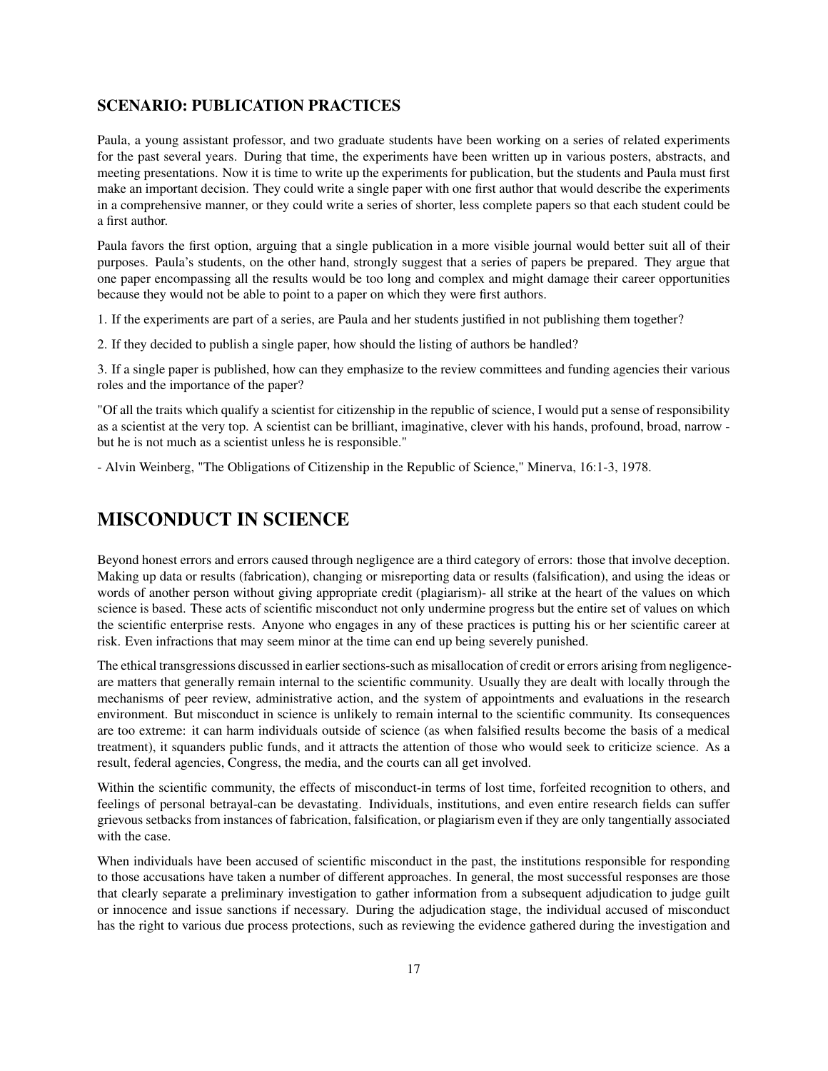### SCENARIO: PUBLICATION PRACTICES

Paula, a young assistant professor, and two graduate students have been working on a series of related experiments for the past several years. During that time, the experiments have been written up in various posters, abstracts, and meeting presentations. Now it is time to write up the experiments for publication, but the students and Paula must first make an important decision. They could write a single paper with one first author that would describe the experiments in a comprehensive manner, or they could write a series of shorter, less complete papers so that each student could be a first author.

Paula favors the first option, arguing that a single publication in a more visible journal would better suit all of their purposes. Paula's students, on the other hand, strongly suggest that a series of papers be prepared. They argue that one paper encompassing all the results would be too long and complex and might damage their career opportunities because they would not be able to point to a paper on which they were first authors.

1. If the experiments are part of a series, are Paula and her students justified in not publishing them together?

2. If they decided to publish a single paper, how should the listing of authors be handled?

3. If a single paper is published, how can they emphasize to the review committees and funding agencies their various roles and the importance of the paper?

"Of all the traits which qualify a scientist for citizenship in the republic of science, I would put a sense of responsibility as a scientist at the very top. A scientist can be brilliant, imaginative, clever with his hands, profound, broad, narrow - but he is not much as a scientist unless he is responsible."

- Alvin Weinberg, "The Obligations of Citizenship in the Republic of Science," Minerva, 16:1-3, 1978.

## MISCONDUCT IN SCIENCE

Beyond honest errors and errors caused through negligence are a third category of errors: those that involve deception. Making up data or results (fabrication), changing or misreporting data or results (falsification), and using the ideas or words of another person without giving appropriate credit (plagiarism)- all strike at the heart of the values on which science is based. These acts of scientific misconduct not only undermine progress but the entire set of values on which the scientific enterprise rests. Anyone who engages in any of these practices is putting his or her scientific career at risk. Even infractions that may seem minor at the time can end up being severely punished.

The ethical transgressions discussed in earlier sections-such as misallocation of credit or errors arising from negligence-are matters that generally remain internal to the scientific community. Usually they are dealt with locally through the mechanisms of peer review, administrative action, and the system of appointments and evaluations in the research environment. But misconduct in science is unlikely to remain internal to the scientific community. Its consequences are too extreme: it can harm individuals outside of science (as when falsified results become the basis of a medical treatment), it squanders public funds, and it attracts the attention of those who would seek to criticize science. As a result, federal agencies, Congress, the media, and the courts can all get involved.

Within the scientific community, the effects of misconduct-in terms of lost time, forfeited recognition to others, and feelings of personal betrayal-can be devastating. Individuals, institutions, and even entire research fields can suffer grievous setbacks from instances of fabrication, falsification, or plagiarism even if they are only tangentially associated with the case.

When individuals have been accused of scientific misconduct in the past, the institutions responsible for responding to those accusations have taken a number of different approaches. In general, the most successful responses are those that clearly separate a preliminary investigation to gather information from a subsequent adjudication to judge guilt or innocence and issue sanctions if necessary. During the adjudication stage, the individual accused of misconduct has the right to various due process protections, such as reviewing the evidence gathered during the investigation and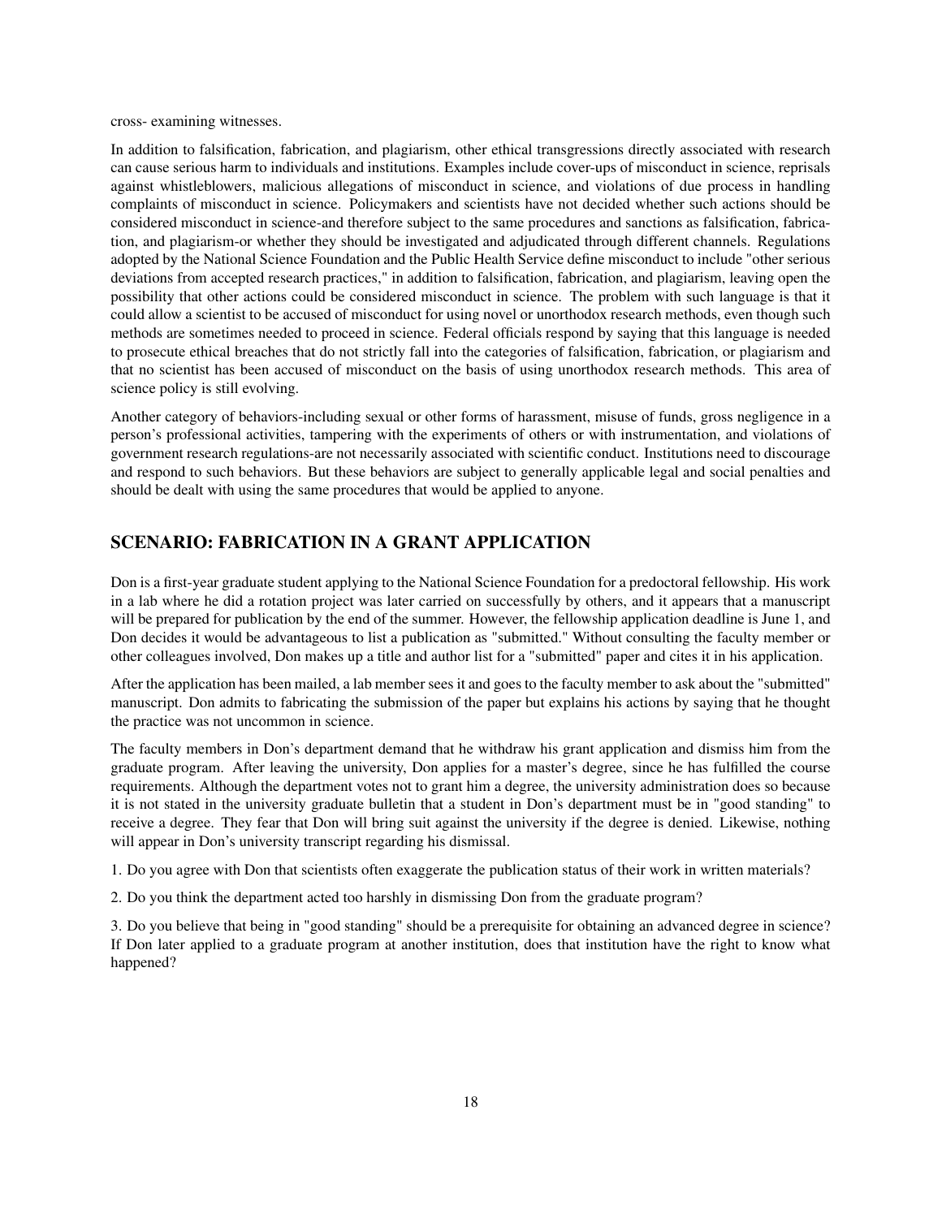cross- examining witnesses.

In addition to falsification, fabrication, and plagiarism, other ethical transgressions directly associated with research can cause serious harm to individuals and institutions. Examples include cover-ups of misconduct in science, reprisals against whistleblowers, malicious allegations of misconduct in science, and violations of due process in handling complaints of misconduct in science. Policymakers and scientists have not decided whether such actions should be considered misconduct in science-and therefore subject to the same procedures and sanctions as falsification, fabrication, and plagiarism-or whether they should be investigated and adjudicated through different channels. Regulations adopted by the National Science Foundation and the Public Health Service define misconduct to include "other serious deviations from accepted research practices," in addition to falsification, fabrication, and plagiarism, leaving open the possibility that other actions could be considered misconduct in science. The problem with such language is that it could allow a scientist to be accused of misconduct for using novel or unorthodox research methods, even though such methods are sometimes needed to proceed in science. Federal officials respond by saying that this language is needed to prosecute ethical breaches that do not strictly fall into the categories of falsification, fabrication, or plagiarism and that no scientist has been accused of misconduct on the basis of using unorthodox research methods. This area of science policy is still evolving.

Another category of behaviors-including sexual or other forms of harassment, misuse of funds, gross negligence in a person's professional activities, tampering with the experiments of others or with instrumentation, and violations of government research regulations-are not necessarily associated with scientific conduct. Institutions need to discourage and respond to such behaviors. But these behaviors are subject to generally applicable legal and social penalties and should be dealt with using the same procedures that would be applied to anyone.

## SCENARIO: FABRICATION IN A GRANT APPLICATION

Don is a first-year graduate student applying to the National Science Foundation for a predoctoral fellowship. His work in a lab where he did a rotation project was later carried on successfully by others, and it appears that a manuscript will be prepared for publication by the end of the summer. However, the fellowship application deadline is June 1, and Don decides it would be advantageous to list a publication as "submitted." Without consulting the faculty member or other colleagues involved, Don makes up a title and author list for a "submitted" paper and cites it in his application.

After the application has been mailed, a lab member sees it and goes to the faculty member to ask about the "submitted" manuscript. Don admits to fabricating the submission of the paper but explains his actions by saying that he thought the practice was not uncommon in science.

The faculty members in Don's department demand that he withdraw his grant application and dismiss him from the graduate program. After leaving the university, Don applies for a master's degree, since he has fulfilled the course requirements. Although the department votes not to grant him a degree, the university administration does so because it is not stated in the university graduate bulletin that a student in Don's department must be in "good standing" to receive a degree. They fear that Don will bring suit against the university if the degree is denied. Likewise, nothing will appear in Don's university transcript regarding his dismissal.

1. Do you agree with Don that scientists often exaggerate the publication status of their work in written materials?

2. Do you think the department acted too harshly in dismissing Don from the graduate program?

3. Do you believe that being in "good standing" should be a prerequisite for obtaining an advanced degree in science? If Don later applied to a graduate program at another institution, does that institution have the right to know what happened?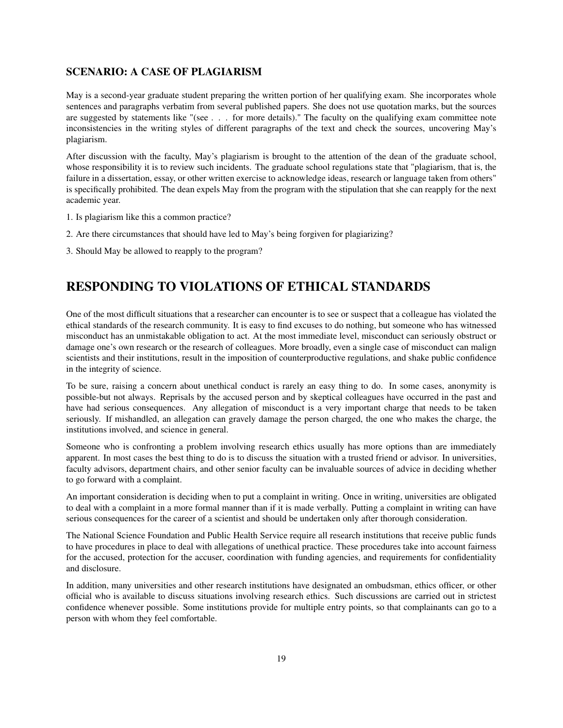### SCENARIO: A CASE OF PLAGIARISM

May is a second-year graduate student preparing the written portion of her qualifying exam. She incorporates whole sentences and paragraphs verbatim from several published papers. She does not use quotation marks, but the sources are suggested by statements like "(see . . . for more details)." The faculty on the qualifying exam committee note inconsistencies in the writing styles of different paragraphs of the text and check the sources, uncovering May's plagiarism.

After discussion with the faculty, May's plagiarism is brought to the attention of the dean of the graduate school, whose responsibility it is to review such incidents. The graduate school regulations state that "plagiarism, that is, the failure in a dissertation, essay, or other written exercise to acknowledge ideas, research or language taken from others" is specifically prohibited. The dean expels May from the program with the stipulation that she can reapply for the next academic year.

1. Is plagiarism like this a common practice?

2. Are there circumstances that should have led to May's being forgiven for plagiarizing?

3. Should May be allowed to reapply to the program?

## RESPONDING TO VIOLATIONS OF ETHICAL STANDARDS

One of the most difficult situations that a researcher can encounter is to see or suspect that a colleague has violated the ethical standards of the research community. It is easy to find excuses to do nothing, but someone who has witnessed misconduct has an unmistakable obligation to act. At the most immediate level, misconduct can seriously obstruct or damage one's own research or the research of colleagues. More broadly, even a single case of misconduct can malign scientists and their institutions, result in the imposition of counterproductive regulations, and shake public confidence in the integrity of science.

To be sure, raising a concern about unethical conduct is rarely an easy thing to do. In some cases, anonymity is possible-but not always. Reprisals by the accused person and by skeptical colleagues have occurred in the past and have had serious consequences. Any allegation of misconduct is a very important charge that needs to be taken seriously. If mishandled, an allegation can gravely damage the person charged, the one who makes the charge, the institutions involved, and science in general.

Someone who is confronting a problem involving research ethics usually has more options than are immediately apparent. In most cases the best thing to do is to discuss the situation with a trusted friend or advisor. In universities, faculty advisors, department chairs, and other senior faculty can be invaluable sources of advice in deciding whether to go forward with a complaint.

An important consideration is deciding when to put a complaint in writing. Once in writing, universities are obligated to deal with a complaint in a more formal manner than if it is made verbally. Putting a complaint in writing can have serious consequences for the career of a scientist and should be undertaken only after thorough consideration.

The National Science Foundation and Public Health Service require all research institutions that receive public funds to have procedures in place to deal with allegations of unethical practice. These procedures take into account fairness for the accused, protection for the accuser, coordination with funding agencies, and requirements for confidentiality and disclosure.

In addition, many universities and other research institutions have designated an ombudsman, ethics officer, or other official who is available to discuss situations involving research ethics. Such discussions are carried out in strictest confidence whenever possible. Some institutions provide for multiple entry points, so that complainants can go to a person with whom they feel comfortable.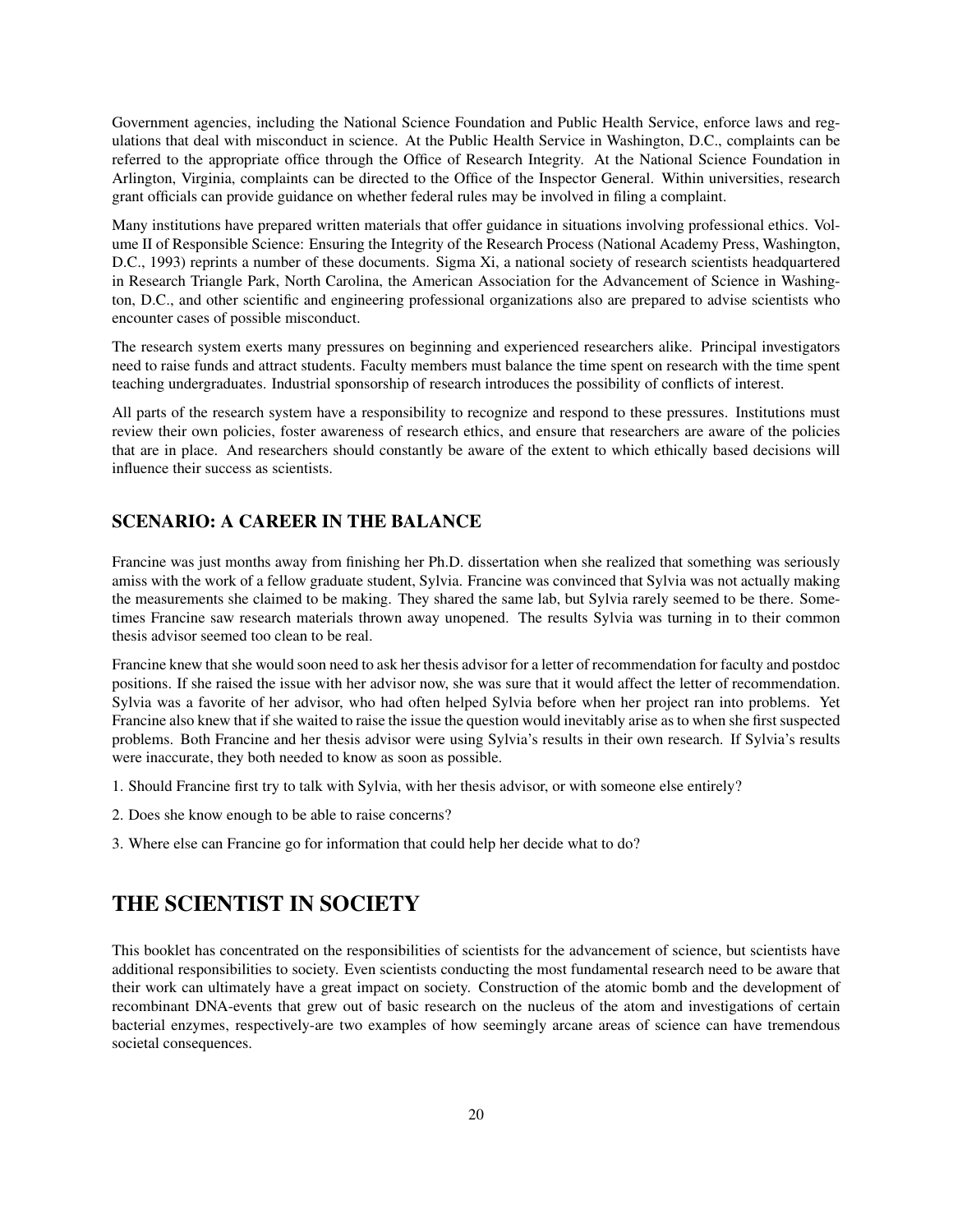Government agencies, including the National Science Foundation and Public Health Service, enforce laws and regulations that deal with misconduct in science. At the Public Health Service in Washington, D.C., complaints can be referred to the appropriate office through the Office of Research Integrity. At the National Science Foundation in Arlington, Virginia, complaints can be directed to the Office of the Inspector General. Within universities, research grant officials can provide guidance on whether federal rules may be involved in filing a complaint.

Many institutions have prepared written materials that offer guidance in situations involving professional ethics. Volume II of Responsible Science: Ensuring the Integrity of the Research Process (National Academy Press, Washington, D.C., 1993) reprints a number of these documents. Sigma Xi, a national society of research scientists headquartered in Research Triangle Park, North Carolina, the American Association for the Advancement of Science in Washington, D.C., and other scientific and engineering professional organizations also are prepared to advise scientists who encounter cases of possible misconduct.

The research system exerts many pressures on beginning and experienced researchers alike. Principal investigators need to raise funds and attract students. Faculty members must balance the time spent on research with the time spent teaching undergraduates. Industrial sponsorship of research introduces the possibility of conflicts of interest.

All parts of the research system have a responsibility to recognize and respond to these pressures. Institutions must review their own policies, foster awareness of research ethics, and ensure that researchers are aware of the policies that are in place. And researchers should constantly be aware of the extent to which ethically based decisions will influence their success as scientists.

### SCENARIO: A CAREER IN THE BALANCE

Francine was just months away from finishing her Ph.D. dissertation when she realized that something was seriously amiss with the work of a fellow graduate student, Sylvia. Francine was convinced that Sylvia was not actually making the measurements she claimed to be making. They shared the same lab, but Sylvia rarely seemed to be there. Sometimes Francine saw research materials thrown away unopened. The results Sylvia was turning in to their common thesis advisor seemed too clean to be real.

Francine knew that she would soon need to ask her thesis advisor for a letter of recommendation for faculty and postdoc positions. If she raised the issue with her advisor now, she was sure that it would affect the letter of recommendation. Sylvia was a favorite of her advisor, who had often helped Sylvia before when her project ran into problems. Yet Francine also knew that if she waited to raise the issue the question would inevitably arise as to when she first suspected problems. Both Francine and her thesis advisor were using Sylvia's results in their own research. If Sylvia's results were inaccurate, they both needed to know as soon as possible.

1. Should Francine first try to talk with Sylvia, with her thesis advisor, or with someone else entirely?

2. Does she know enough to be able to raise concerns?

3. Where else can Francine go for information that could help her decide what to do?

## THE SCIENTIST IN SOCIETY

This booklet has concentrated on the responsibilities of scientists for the advancement of science, but scientists have additional responsibilities to society. Even scientists conducting the most fundamental research need to be aware that their work can ultimately have a great impact on society. Construction of the atomic bomb and the development of recombinant DNA-events that grew out of basic research on the nucleus of the atom and investigations of certain bacterial enzymes, respectively-are two examples of how seemingly arcane areas of science can have tremendous societal consequences.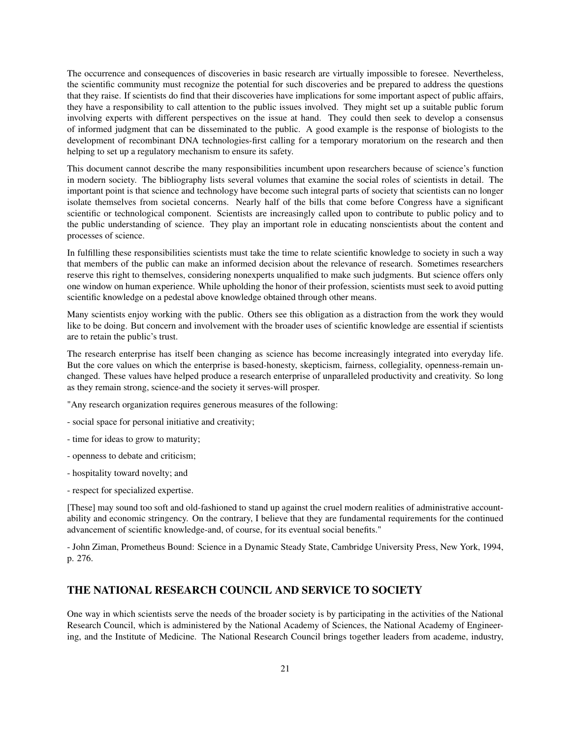The occurrence and consequences of discoveries in basic research are virtually impossible to foresee. Nevertheless, the scientific community must recognize the potential for such discoveries and be prepared to address the questions that they raise. If scientists do find that their discoveries have implications for some important aspect of public affairs, they have a responsibility to call attention to the public issues involved. They might set up a suitable public forum involving experts with different perspectives on the issue at hand. They could then seek to develop a consensus of informed judgment that can be disseminated to the public. A good example is the response of biologists to the development of recombinant DNA technologies-first calling for a temporary moratorium on the research and then helping to set up a regulatory mechanism to ensure its safety.

This document cannot describe the many responsibilities incumbent upon researchers because of science's function in modern society. The bibliography lists several volumes that examine the social roles of scientists in detail. The important point is that science and technology have become such integral parts of society that scientists can no longer isolate themselves from societal concerns. Nearly half of the bills that come before Congress have a significant scientific or technological component. Scientists are increasingly called upon to contribute to public policy and to the public understanding of science. They play an important role in educating nonscientists about the content and processes of science.

In fulfilling these responsibilities scientists must take the time to relate scientific knowledge to society in such a way that members of the public can make an informed decision about the relevance of research. Sometimes researchers reserve this right to themselves, considering nonexperts unqualified to make such judgments. But science offers only one window on human experience. While upholding the honor of their profession, scientists must seek to avoid putting scientific knowledge on a pedestal above knowledge obtained through other means.

Many scientists enjoy working with the public. Others see this obligation as a distraction from the work they would like to be doing. But concern and involvement with the broader uses of scientific knowledge are essential if scientists are to retain the public's trust.

The research enterprise has itself been changing as science has become increasingly integrated into everyday life. But the core values on which the enterprise is based-honesty, skepticism, fairness, collegiality, openness-remain unchanged. These values have helped produce a research enterprise of unparalleled productivity and creativity. So long as they remain strong, science-and the society it serves-will prosper.

"Any research organization requires generous measures of the following:

- social space for personal initiative and creativity;

- time for ideas to grow to maturity;

- openness to debate and criticism;

- hospitality toward novelty; and

- respect for specialized expertise.

[These] may sound too soft and old-fashioned to stand up against the cruel modern realities of administrative accountability and economic stringency. On the contrary, I believe that they are fundamental requirements for the continued advancement of scientific knowledge-and, of course, for its eventual social benefits."

- John Ziman, Prometheus Bound: Science in a Dynamic Steady State, Cambridge University Press, New York, 1994, p. 276.

## THE NATIONAL RESEARCH COUNCIL AND SERVICE TO SOCIETY

One way in which scientists serve the needs of the broader society is by participating in the activities of the National Research Council, which is administered by the National Academy of Sciences, the National Academy of Engineering, and the Institute of Medicine. The National Research Council brings together leaders from academe, industry,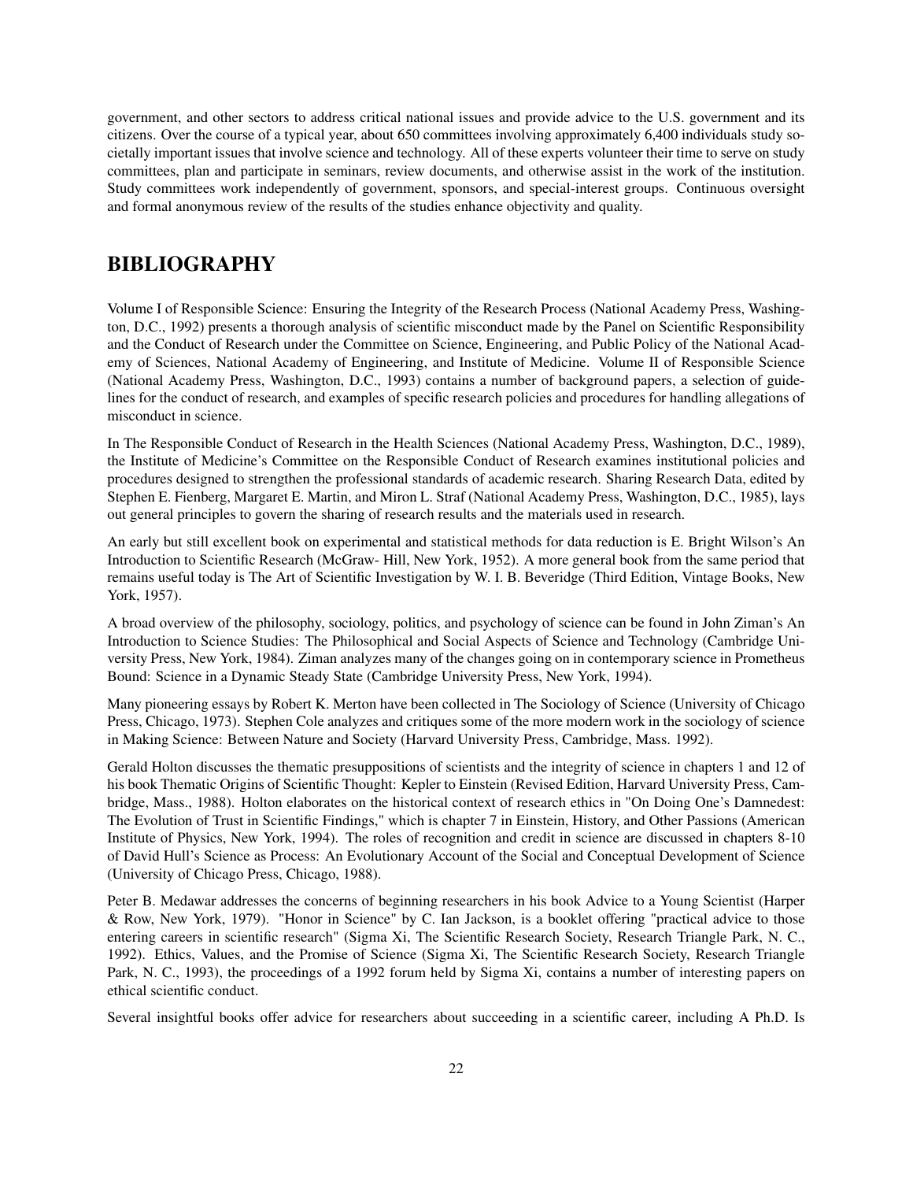government, and other sectors to address critical national issues and provide advice to the U.S. government and its citizens. Over the course of a typical year, about 650 committees involving approximately 6,400 individuals study societally important issues that involve science and technology. All of these experts volunteer their time to serve on study committees, plan and participate in seminars, review documents, and otherwise assist in the work of the institution. Study committees work independently of government, sponsors, and special-interest groups. Continuous oversight and formal anonymous review of the results of the studies enhance objectivity and quality.

## BIBLIOGRAPHY

Volume I of Responsible Science: Ensuring the Integrity of the Research Process (National Academy Press, Washington, D.C., 1992) presents a thorough analysis of scientific misconduct made by the Panel on Scientific Responsibility and the Conduct of Research under the Committee on Science, Engineering, and Public Policy of the National Academy of Sciences, National Academy of Engineering, and Institute of Medicine. Volume II of Responsible Science (National Academy Press, Washington, D.C., 1993) contains a number of background papers, a selection of guidelines for the conduct of research, and examples of specific research policies and procedures for handling allegations of misconduct in science.

In The Responsible Conduct of Research in the Health Sciences (National Academy Press, Washington, D.C., 1989), the Institute of Medicine's Committee on the Responsible Conduct of Research examines institutional policies and procedures designed to strengthen the professional standards of academic research. Sharing Research Data, edited by Stephen E. Fienberg, Margaret E. Martin, and Miron L. Straf (National Academy Press, Washington, D.C., 1985), lays out general principles to govern the sharing of research results and the materials used in research.

An early but still excellent book on experimental and statistical methods for data reduction is E. Bright Wilson's An Introduction to Scientific Research (McGraw- Hill, New York, 1952). A more general book from the same period that remains useful today is The Art of Scientific Investigation by W. I. B. Beveridge (Third Edition, Vintage Books, New York, 1957).

A broad overview of the philosophy, sociology, politics, and psychology of science can be found in John Ziman's An Introduction to Science Studies: The Philosophical and Social Aspects of Science and Technology (Cambridge University Press, New York, 1984). Ziman analyzes many of the changes going on in contemporary science in Prometheus Bound: Science in a Dynamic Steady State (Cambridge University Press, New York, 1994).

Many pioneering essays by Robert K. Merton have been collected in The Sociology of Science (University of Chicago Press, Chicago, 1973). Stephen Cole analyzes and critiques some of the more modern work in the sociology of science in Making Science: Between Nature and Society (Harvard University Press, Cambridge, Mass. 1992).

Gerald Holton discusses the thematic presuppositions of scientists and the integrity of science in chapters 1 and 12 of his book Thematic Origins of Scientific Thought: Kepler to Einstein (Revised Edition, Harvard University Press, Cambridge, Mass., 1988). Holton elaborates on the historical context of research ethics in "On Doing One's Damnedest: The Evolution of Trust in Scientific Findings," which is chapter 7 in Einstein, History, and Other Passions (American Institute of Physics, New York, 1994). The roles of recognition and credit in science are discussed in chapters 8-10 of David Hull's Science as Process: An Evolutionary Account of the Social and Conceptual Development of Science (University of Chicago Press, Chicago, 1988).

Peter B. Medawar addresses the concerns of beginning researchers in his book Advice to a Young Scientist (Harper & Row, New York, 1979). "Honor in Science" by C. Ian Jackson, is a booklet offering "practical advice to those entering careers in scientific research" (Sigma Xi, The Scientific Research Society, Research Triangle Park, N. C., 1992). Ethics, Values, and the Promise of Science (Sigma Xi, The Scientific Research Society, Research Triangle Park, N. C., 1993), the proceedings of a 1992 forum held by Sigma Xi, contains a number of interesting papers on ethical scientific conduct.

Several insightful books offer advice for researchers about succeeding in a scientific career, including A Ph.D. Is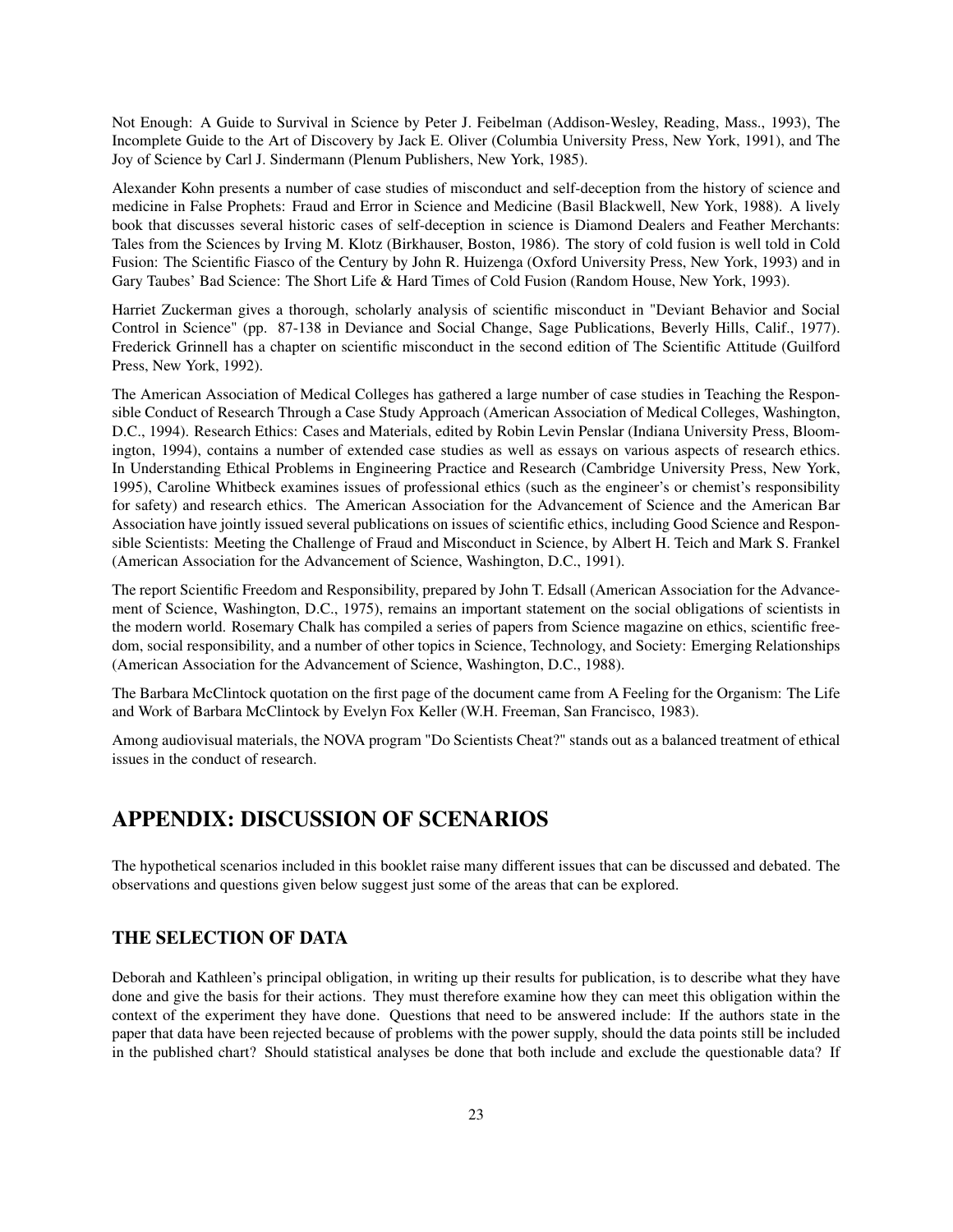Not Enough: A Guide to Survival in Science by Peter J. Feibelman (Addison-Wesley, Reading, Mass., 1993), The Incomplete Guide to the Art of Discovery by Jack E. Oliver (Columbia University Press, New York, 1991), and The Joy of Science by Carl J. Sindermann (Plenum Publishers, New York, 1985).

Alexander Kohn presents a number of case studies of misconduct and self-deception from the history of science and medicine in False Prophets: Fraud and Error in Science and Medicine (Basil Blackwell, New York, 1988). A lively book that discusses several historic cases of self-deception in science is Diamond Dealers and Feather Merchants: Tales from the Sciences by Irving M. Klotz (Birkhauser, Boston, 1986). The story of cold fusion is well told in Cold Fusion: The Scientific Fiasco of the Century by John R. Huizenga (Oxford University Press, New York, 1993) and in Gary Taubes' Bad Science: The Short Life & Hard Times of Cold Fusion (Random House, New York, 1993).

Harriet Zuckerman gives a thorough, scholarly analysis of scientific misconduct in "Deviant Behavior and Social Control in Science" (pp. 87-138 in Deviance and Social Change, Sage Publications, Beverly Hills, Calif., 1977). Frederick Grinnell has a chapter on scientific misconduct in the second edition of The Scientific Attitude (Guilford Press, New York, 1992).

The American Association of Medical Colleges has gathered a large number of case studies in Teaching the Responsible Conduct of Research Through a Case Study Approach (American Association of Medical Colleges, Washington, D.C., 1994). Research Ethics: Cases and Materials, edited by Robin Levin Penslar (Indiana University Press, Bloomington, 1994), contains a number of extended case studies as well as essays on various aspects of research ethics. In Understanding Ethical Problems in Engineering Practice and Research (Cambridge University Press, New York, 1995), Caroline Whitbeck examines issues of professional ethics (such as the engineer's or chemist's responsibility for safety) and research ethics. The American Association for the Advancement of Science and the American Bar Association have jointly issued several publications on issues of scientific ethics, including Good Science and Responsible Scientists: Meeting the Challenge of Fraud and Misconduct in Science, by Albert H. Teich and Mark S. Frankel (American Association for the Advancement of Science, Washington, D.C., 1991).

The report Scientific Freedom and Responsibility, prepared by John T. Edsall (American Association for the Advancement of Science, Washington, D.C., 1975), remains an important statement on the social obligations of scientists in the modern world. Rosemary Chalk has compiled a series of papers from Science magazine on ethics, scientific freedom, social responsibility, and a number of other topics in Science, Technology, and Society: Emerging Relationships (American Association for the Advancement of Science, Washington, D.C., 1988).

The Barbara McClintock quotation on the first page of the document came from A Feeling for the Organism: The Life and Work of Barbara McClintock by Evelyn Fox Keller (W.H. Freeman, San Francisco, 1983).

Among audiovisual materials, the NOVA program "Do Scientists Cheat?" stands out as a balanced treatment of ethical issues in the conduct of research.

# APPENDIX: DISCUSSION OF SCENARIOS

The hypothetical scenarios included in this booklet raise many different issues that can be discussed and debated. The observations and questions given below suggest just some of the areas that can be explored.

## THE SELECTION OF DATA

Deborah and Kathleen's principal obligation, in writing up their results for publication, is to describe what they have done and give the basis for their actions. They must therefore examine how they can meet this obligation within the context of the experiment they have done. Questions that need to be answered include: If the authors state in the paper that data have been rejected because of problems with the power supply, should the data points still be included in the published chart? Should statistical analyses be done that both include and exclude the questionable data? If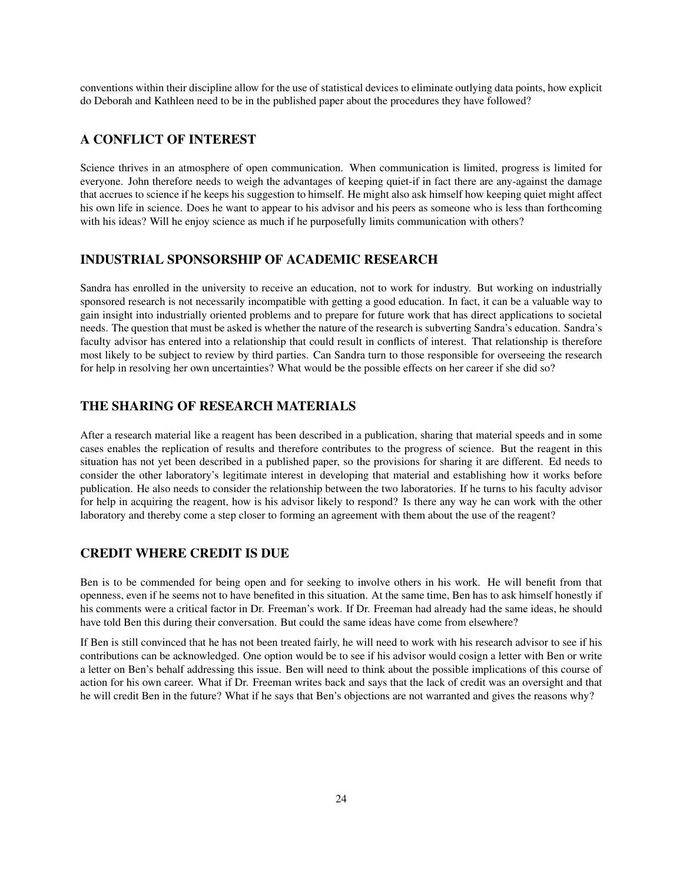conventions within their discipline allow for the use of statistical devices to eliminate outlying data points, how explicit do Deborah and Kathleen need to be in the published paper about the procedures they have followed?

## A CONFLICT OF INTEREST

Science thrives in an atmosphere of open communication. When communication is limited, progress is limited for everyone. John therefore needs to weigh the advantages of keeping quiet-if in fact there are any-against the damage that accrues to science if he keeps his suggestion to himself. He might also ask himself how keeping quiet might affect his own life in science. Does he want to appear to his advisor and his peers as someone who is less than forthcoming with his ideas? Will he enjoy science as much if he purposefully limits communication with others?

## INDUSTRIAL SPONSORSHIP OF ACADEMIC RESEARCH

Sandra has enrolled in the university to receive an education, not to work for industry. But working on industrially sponsored research is not necessarily incompatible with getting a good education. In fact, it can be a valuable way to gain insight into industrially oriented problems and to prepare for future work that has direct applications to societal needs. The question that must be asked is whether the nature of the research is subverting Sandra's education. Sandra's faculty advisor has entered into a relationship that could result in conflicts of interest. That relationship is therefore most likely to be subject to review by third parties. Can Sandra turn to those responsible for overseeing the research for help in resolving her own uncertainties? What would be the possible effects on her career if she did so?

## THE SHARING OF RESEARCH MATERIALS

After a research material like a reagent has been described in a publication, sharing that material speeds and in some cases enables the replication of results and therefore contributes to the progress of science. But the reagent in this situation has not yet been described in a published paper, so the provisions for sharing it are different. Ed needs to consider the other laboratory's legitimate interest in developing that material and establishing how it works before publication. He also needs to consider the relationship between the two laboratories. If he turns to his faculty advisor for help in acquiring the reagent, how is his advisor likely to respond? Is there any way he can work with the other laboratory and thereby come a step closer to forming an agreement with them about the use of the reagent?

## CREDIT WHERE CREDIT IS DUE

Ben is to be commended for being open and for seeking to involve others in his work. He will benefit from that openness, even if he seems not to have benefited in this situation. At the same time, Ben has to ask himself honestly if his comments were a critical factor in Dr. Freeman's work. If Dr. Freeman had already had the same ideas, he should have told Ben this during their conversation. But could the same ideas have come from elsewhere?

If Ben is still convinced that he has not been treated fairly, he will need to work with his research advisor to see if his contributions can be acknowledged. One option would be to see if his advisor would cosign a letter with Ben or write a letter on Ben's behalf addressing this issue. Ben will need to think about the possible implications of this course of action for his own career. What if Dr. Freeman writes back and says that the lack of credit was an oversight and that he will credit Ben in the future? What if he says that Ben's objections are not warranted and gives the reasons why?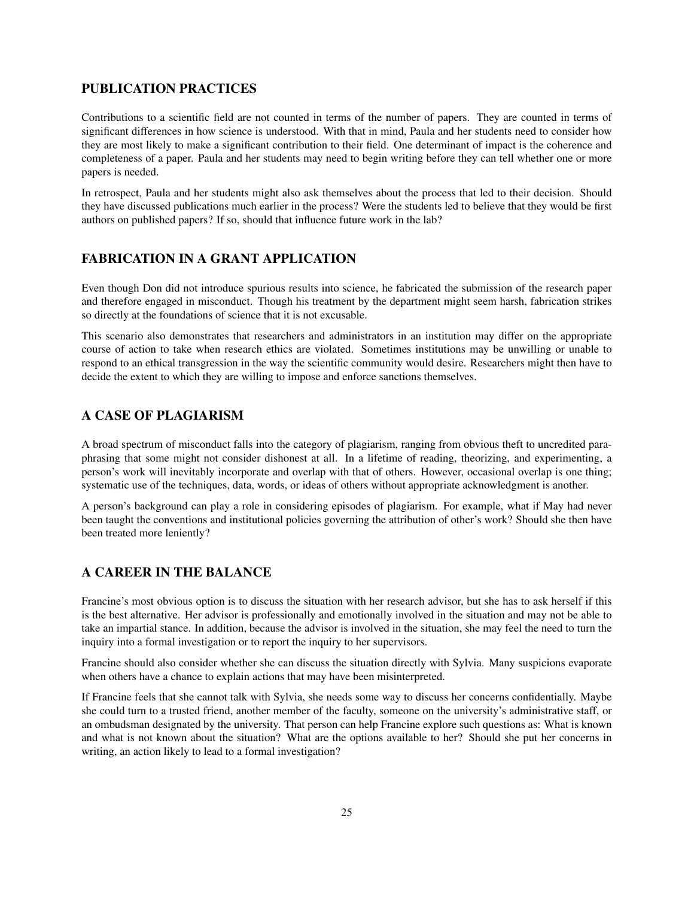## PUBLICATION PRACTICES

Contributions to a scientific field are not counted in terms of the number of papers. They are counted in terms of significant differences in how science is understood. With that in mind, Paula and her students need to consider how they are most likely to make a significant contribution to their field. One determinant of impact is the coherence and completeness of a paper. Paula and her students may need to begin writing before they can tell whether one or more papers is needed.

In retrospect, Paula and her students might also ask themselves about the process that led to their decision. Should they have discussed publications much earlier in the process? Were the students led to believe that they would be first authors on published papers? If so, should that influence future work in the lab?

## FABRICATION IN A GRANT APPLICATION

Even though Don did not introduce spurious results into science, he fabricated the submission of the research paper and therefore engaged in misconduct. Though his treatment by the department might seem harsh, fabrication strikes so directly at the foundations of science that it is not excusable.

This scenario also demonstrates that researchers and administrators in an institution may differ on the appropriate course of action to take when research ethics are violated. Sometimes institutions may be unwilling or unable to respond to an ethical transgression in the way the scientific community would desire. Researchers might then have to decide the extent to which they are willing to impose and enforce sanctions themselves.

## A CASE OF PLAGIARISM

A broad spectrum of misconduct falls into the category of plagiarism, ranging from obvious theft to uncredited paraphrasing that some might not consider dishonest at all. In a lifetime of reading, theorizing, and experimenting, a person's work will inevitably incorporate and overlap with that of others. However, occasional overlap is one thing; systematic use of the techniques, data, words, or ideas of others without appropriate acknowledgment is another.

A person's background can play a role in considering episodes of plagiarism. For example, what if May had never been taught the conventions and institutional policies governing the attribution of other's work? Should she then have been treated more leniently?

## A CAREER IN THE BALANCE

Francine's most obvious option is to discuss the situation with her research advisor, but she has to ask herself if this is the best alternative. Her advisor is professionally and emotionally involved in the situation and may not be able to take an impartial stance. In addition, because the advisor is involved in the situation, she may feel the need to turn the inquiry into a formal investigation or to report the inquiry to her supervisors.

Francine should also consider whether she can discuss the situation directly with Sylvia. Many suspicions evaporate when others have a chance to explain actions that may have been misinterpreted.

If Francine feels that she cannot talk with Sylvia, she needs some way to discuss her concerns confidentially. Maybe she could turn to a trusted friend, another member of the faculty, someone on the university's administrative staff, or an ombudsman designated by the university. That person can help Francine explore such questions as: What is known and what is not known about the situation? What are the options available to her? Should she put her concerns in writing, an action likely to lead to a formal investigation?